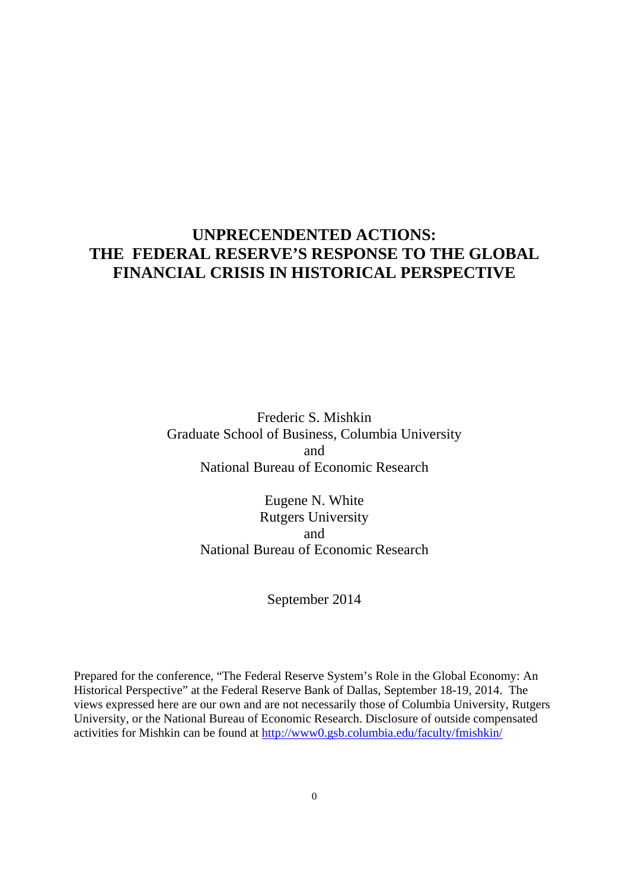# UNPRECENDENTED ACTIONS: THE FEDERAL RESERVE'S RESPONSE TO THE GLOBAL FINANCIAL CRISIS IN HISTORICAL PERSPECTIVE

Frederic S. Mishkin
Graduate School of Business, Columbia University
and
National Bureau of Economic Research

Eugene N. White
Rutgers University
and
National Bureau of Economic Research

September 2014

Prepared for the conference, "The Federal Reserve System's Role in the Global Economy: An Historical Perspective" at the Federal Reserve Bank of Dallas, September 18-19, 2014. The views expressed here are our own and are not necessarily those of Columbia University, Rutgers University, or the National Bureau of Economic Research. Disclosure of outside compensated activities for Mishkin can be found at http://www0.gsb.columbia.edu/faculty/fmishkin/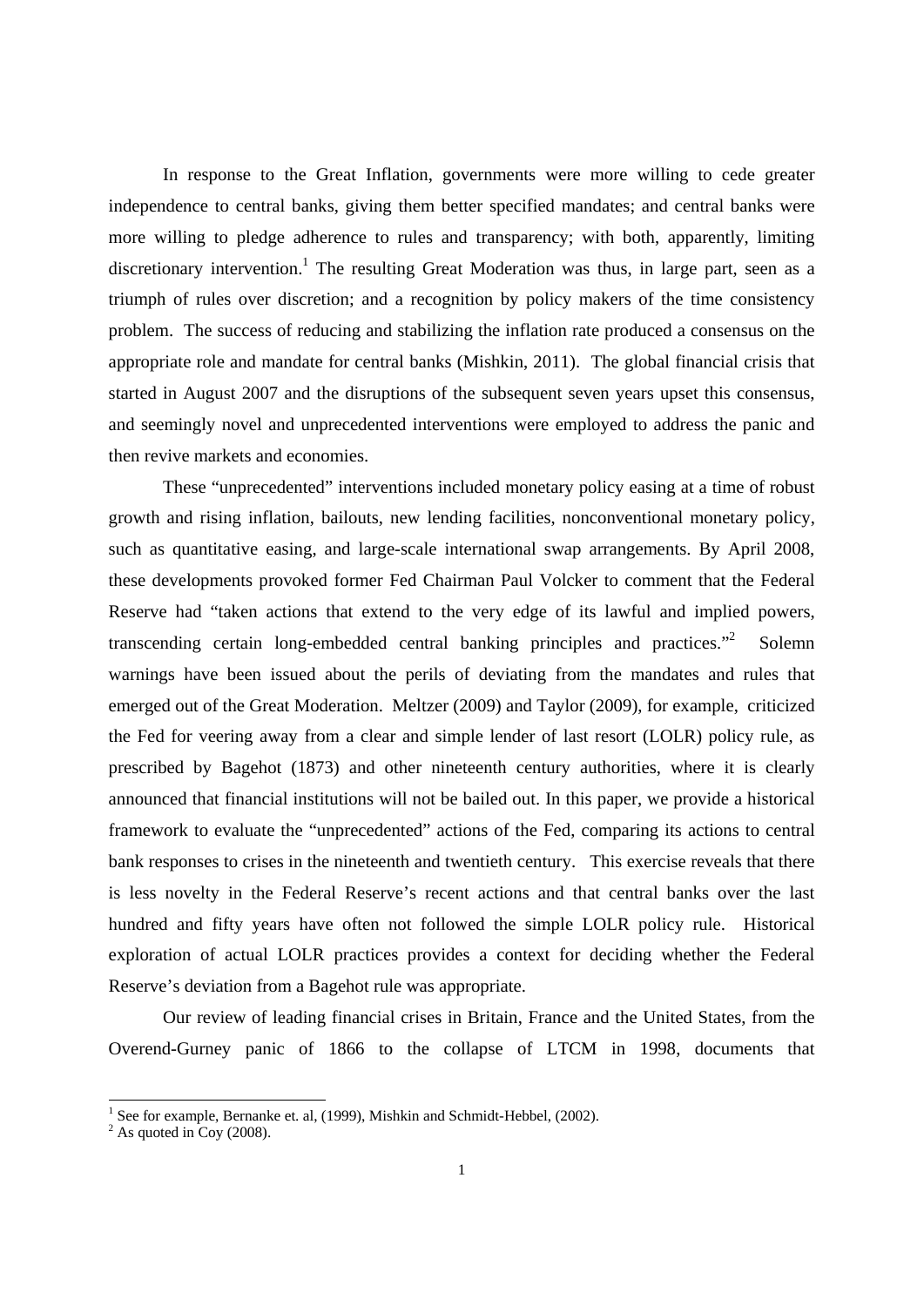In response to the Great Inflation, governments were more willing to cede greater independence to central banks, giving them better specified mandates; and central banks were more willing to pledge adherence to rules and transparency; with both, apparently, limiting discretionary intervention.[1] The resulting Great Moderation was thus, in large part, seen as a triumph of rules over discretion; and a recognition by policy makers of the time consistency problem. The success of reducing and stabilizing the inflation rate produced a consensus on the appropriate role and mandate for central banks (Mishkin, 2011). The global financial crisis that started in August 2007 and the disruptions of the subsequent seven years upset this consensus, and seemingly novel and unprecedented interventions were employed to address the panic and then revive markets and economies.

These "unprecedented" interventions included monetary policy easing at a time of robust growth and rising inflation, bailouts, new lending facilities, nonconventional monetary policy, such as quantitative easing, and large-scale international swap arrangements. By April 2008, these developments provoked former Fed Chairman Paul Volcker to comment that the Federal Reserve had "taken actions that extend to the very edge of its lawful and implied powers, transcending certain long-embedded central banking principles and practices."[2] Solemn warnings have been issued about the perils of deviating from the mandates and rules that emerged out of the Great Moderation. Meltzer (2009) and Taylor (2009), for example, criticized the Fed for veering away from a clear and simple lender of last resort (LOLR) policy rule, as prescribed by Bagehot (1873) and other nineteenth century authorities, where it is clearly announced that financial institutions will not be bailed out. In this paper, we provide a historical framework to evaluate the "unprecedented" actions of the Fed, comparing its actions to central bank responses to crises in the nineteenth and twentieth century. This exercise reveals that there is less novelty in the Federal Reserve's recent actions and that central banks over the last hundred and fifty years have often not followed the simple LOLR policy rule. Historical exploration of actual LOLR practices provides a context for deciding whether the Federal Reserve's deviation from a Bagehot rule was appropriate.

Our review of leading financial crises in Britain, France and the United States, from the Overend-Gurney panic of 1866 to the collapse of LTCM in 1998, documents that

[1] See for example, Bernanke et. al, (1999), Mishkin and Schmidt-Hebbel, (2002).

[2] As quoted in Coy (2008).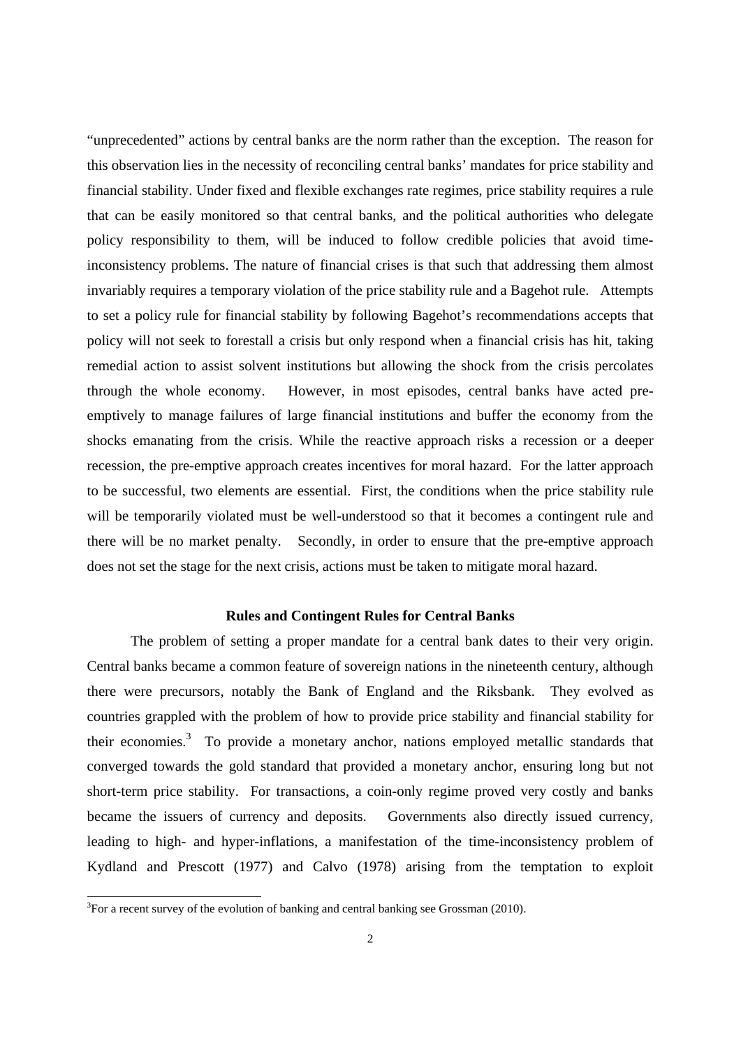"unprecedented" actions by central banks are the norm rather than the exception. The reason for this observation lies in the necessity of reconciling central banks' mandates for price stability and financial stability. Under fixed and flexible exchanges rate regimes, price stability requires a rule that can be easily monitored so that central banks, and the political authorities who delegate policy responsibility to them, will be induced to follow credible policies that avoid time-inconsistency problems. The nature of financial crises is that such that addressing them almost invariably requires a temporary violation of the price stability rule and a Bagehot rule. Attempts to set a policy rule for financial stability by following Bagehot's recommendations accepts that policy will not seek to forestall a crisis but only respond when a financial crisis has hit, taking remedial action to assist solvent institutions but allowing the shock from the crisis percolates through the whole economy. However, in most episodes, central banks have acted pre-emptively to manage failures of large financial institutions and buffer the economy from the shocks emanating from the crisis. While the reactive approach risks a recession or a deeper recession, the pre-emptive approach creates incentives for moral hazard. For the latter approach to be successful, two elements are essential. First, the conditions when the price stability rule will be temporarily violated must be well-understood so that it becomes a contingent rule and there will be no market penalty. Secondly, in order to ensure that the pre-emptive approach does not set the stage for the next crisis, actions must be taken to mitigate moral hazard.

## Rules and Contingent Rules for Central Banks

The problem of setting a proper mandate for a central bank dates to their very origin. Central banks became a common feature of sovereign nations in the nineteenth century, although there were precursors, notably the Bank of England and the Riksbank. They evolved as countries grappled with the problem of how to provide price stability and financial stability for their economies.[3] To provide a monetary anchor, nations employed metallic standards that converged towards the gold standard that provided a monetary anchor, ensuring long but not short-term price stability. For transactions, a coin-only regime proved very costly and banks became the issuers of currency and deposits. Governments also directly issued currency, leading to high- and hyper-inflations, a manifestation of the time-inconsistency problem of Kydland and Prescott (1977) and Calvo (1978) arising from the temptation to exploit

[3]For a recent survey of the evolution of banking and central banking see Grossman (2010).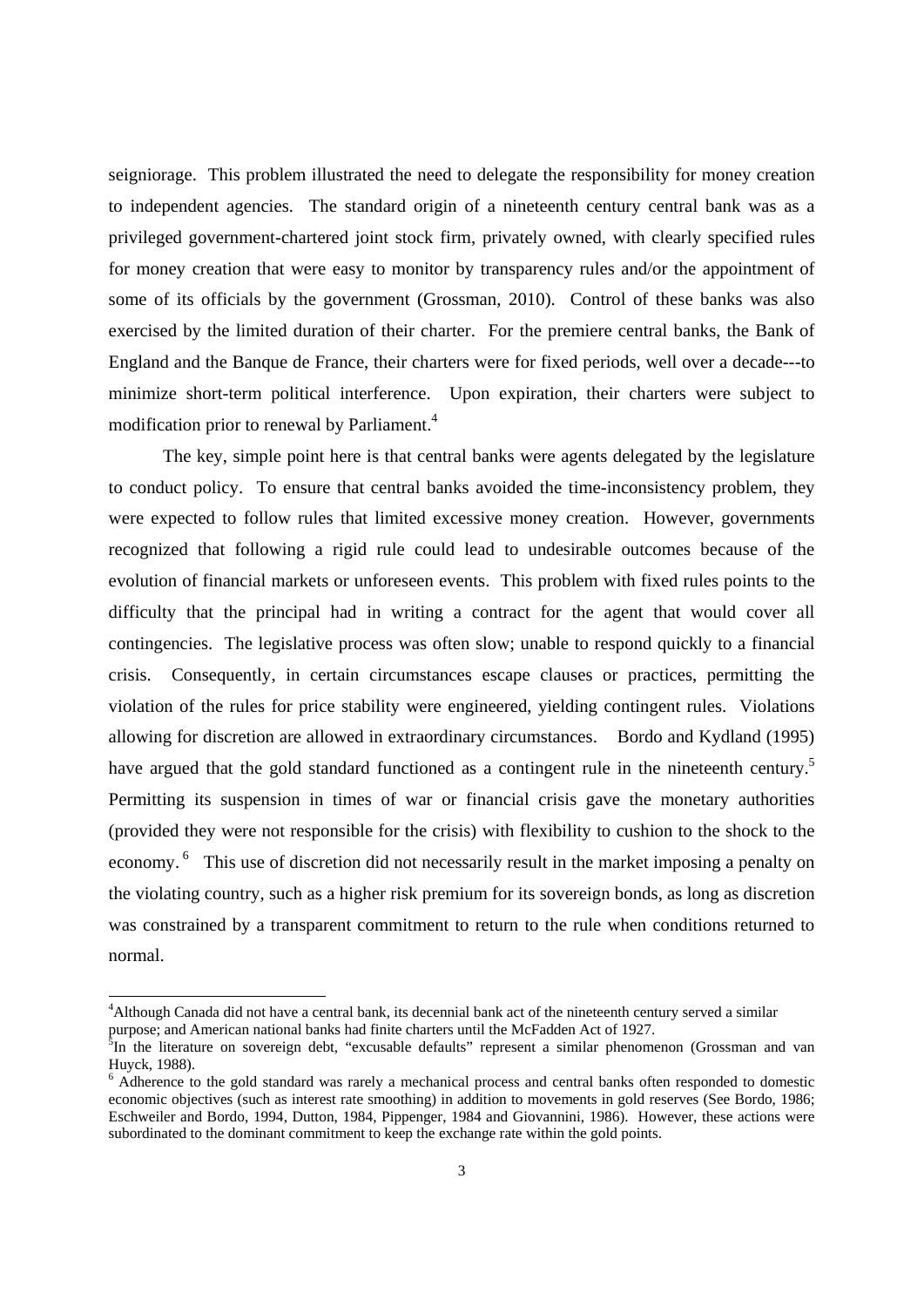seigniorage. This problem illustrated the need to delegate the responsibility for money creation to independent agencies. The standard origin of a nineteenth century central bank was as a privileged government-chartered joint stock firm, privately owned, with clearly specified rules for money creation that were easy to monitor by transparency rules and/or the appointment of some of its officials by the government (Grossman, 2010). Control of these banks was also exercised by the limited duration of their charter. For the premiere central banks, the Bank of England and the Banque de France, their charters were for fixed periods, well over a decade---to minimize short-term political interference. Upon expiration, their charters were subject to modification prior to renewal by Parliament.[4]

The key, simple point here is that central banks were agents delegated by the legislature to conduct policy. To ensure that central banks avoided the time-inconsistency problem, they were expected to follow rules that limited excessive money creation. However, governments recognized that following a rigid rule could lead to undesirable outcomes because of the evolution of financial markets or unforeseen events. This problem with fixed rules points to the difficulty that the principal had in writing a contract for the agent that would cover all contingencies. The legislative process was often slow; unable to respond quickly to a financial crisis. Consequently, in certain circumstances escape clauses or practices, permitting the violation of the rules for price stability were engineered, yielding contingent rules. Violations allowing for discretion are allowed in extraordinary circumstances. Bordo and Kydland (1995) have argued that the gold standard functioned as a contingent rule in the nineteenth century.[5] Permitting its suspension in times of war or financial crisis gave the monetary authorities (provided they were not responsible for the crisis) with flexibility to cushion to the shock to the economy.[6] This use of discretion did not necessarily result in the market imposing a penalty on the violating country, such as a higher risk premium for its sovereign bonds, as long as discretion was constrained by a transparent commitment to return to the rule when conditions returned to normal.

---

[4] Although Canada did not have a central bank, its decennial bank act of the nineteenth century served a similar purpose; and American national banks had finite charters until the McFadden Act of 1927.

[5] In the literature on sovereign debt, "excusable defaults" represent a similar phenomenon (Grossman and van Huyck, 1988).

[6] Adherence to the gold standard was rarely a mechanical process and central banks often responded to domestic economic objectives (such as interest rate smoothing) in addition to movements in gold reserves (See Bordo, 1986; Eschweiler and Bordo, 1994, Dutton, 1984, Pippenger, 1984 and Giovannini, 1986). However, these actions were subordinated to the dominant commitment to keep the exchange rate within the gold points.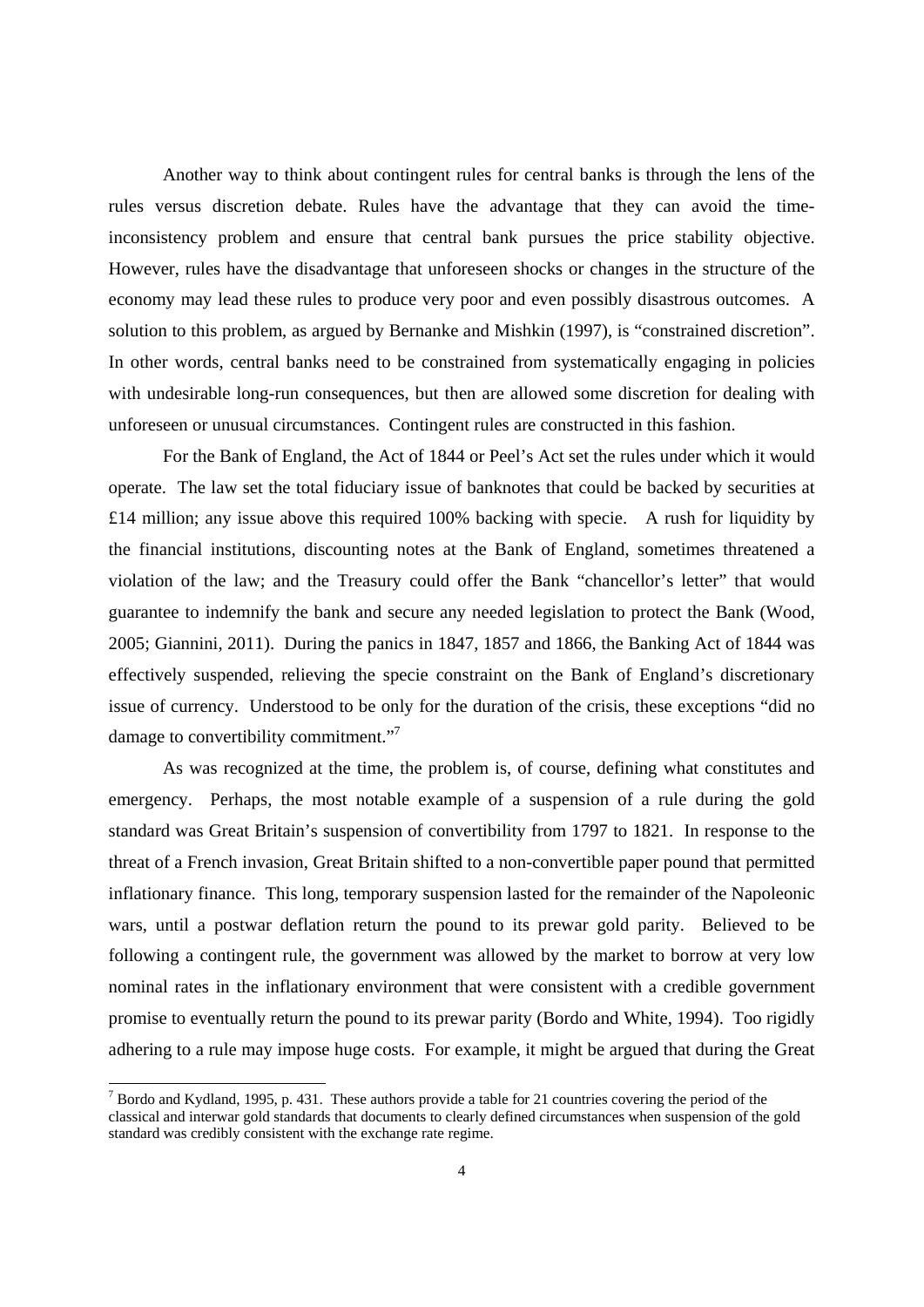Another way to think about contingent rules for central banks is through the lens of the rules versus discretion debate. Rules have the advantage that they can avoid the time-inconsistency problem and ensure that central bank pursues the price stability objective. However, rules have the disadvantage that unforeseen shocks or changes in the structure of the economy may lead these rules to produce very poor and even possibly disastrous outcomes. A solution to this problem, as argued by Bernanke and Mishkin (1997), is "constrained discretion". In other words, central banks need to be constrained from systematically engaging in policies with undesirable long-run consequences, but then are allowed some discretion for dealing with unforeseen or unusual circumstances. Contingent rules are constructed in this fashion.

For the Bank of England, the Act of 1844 or Peel's Act set the rules under which it would operate. The law set the total fiduciary issue of banknotes that could be backed by securities at £14 million; any issue above this required 100% backing with specie. A rush for liquidity by the financial institutions, discounting notes at the Bank of England, sometimes threatened a violation of the law; and the Treasury could offer the Bank "chancellor's letter" that would guarantee to indemnify the bank and secure any needed legislation to protect the Bank (Wood, 2005; Giannini, 2011). During the panics in 1847, 1857 and 1866, the Banking Act of 1844 was effectively suspended, relieving the specie constraint on the Bank of England's discretionary issue of currency. Understood to be only for the duration of the crisis, these exceptions "did no damage to convertibility commitment."[7]

As was recognized at the time, the problem is, of course, defining what constitutes and emergency. Perhaps, the most notable example of a suspension of a rule during the gold standard was Great Britain's suspension of convertibility from 1797 to 1821. In response to the threat of a French invasion, Great Britain shifted to a non-convertible paper pound that permitted inflationary finance. This long, temporary suspension lasted for the remainder of the Napoleonic wars, until a postwar deflation return the pound to its prewar gold parity. Believed to be following a contingent rule, the government was allowed by the market to borrow at very low nominal rates in the inflationary environment that were consistent with a credible government promise to eventually return the pound to its prewar parity (Bordo and White, 1994). Too rigidly adhering to a rule may impose huge costs. For example, it might be argued that during the Great

[7] Bordo and Kydland, 1995, p. 431. These authors provide a table for 21 countries covering the period of the classical and interwar gold standards that documents to clearly defined circumstances when suspension of the gold standard was credibly consistent with the exchange rate regime.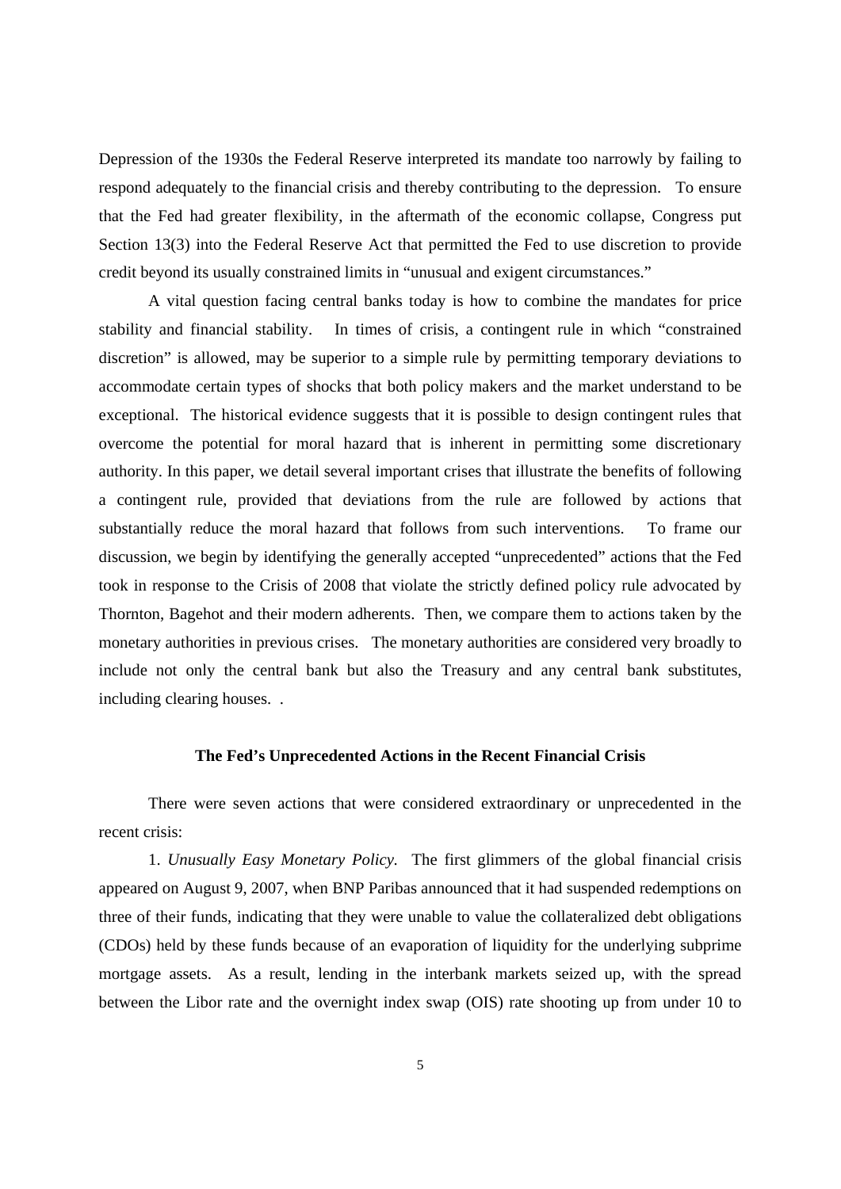Depression of the 1930s the Federal Reserve interpreted its mandate too narrowly by failing to respond adequately to the financial crisis and thereby contributing to the depression. To ensure that the Fed had greater flexibility, in the aftermath of the economic collapse, Congress put Section 13(3) into the Federal Reserve Act that permitted the Fed to use discretion to provide credit beyond its usually constrained limits in "unusual and exigent circumstances."

A vital question facing central banks today is how to combine the mandates for price stability and financial stability. In times of crisis, a contingent rule in which "constrained discretion" is allowed, may be superior to a simple rule by permitting temporary deviations to accommodate certain types of shocks that both policy makers and the market understand to be exceptional. The historical evidence suggests that it is possible to design contingent rules that overcome the potential for moral hazard that is inherent in permitting some discretionary authority. In this paper, we detail several important crises that illustrate the benefits of following a contingent rule, provided that deviations from the rule are followed by actions that substantially reduce the moral hazard that follows from such interventions. To frame our discussion, we begin by identifying the generally accepted "unprecedented" actions that the Fed took in response to the Crisis of 2008 that violate the strictly defined policy rule advocated by Thornton, Bagehot and their modern adherents. Then, we compare them to actions taken by the monetary authorities in previous crises. The monetary authorities are considered very broadly to include not only the central bank but also the Treasury and any central bank substitutes, including clearing houses. .

## The Fed's Unprecedented Actions in the Recent Financial Crisis

There were seven actions that were considered extraordinary or unprecedented in the recent crisis:

1. *Unusually Easy Monetary Policy.* The first glimmers of the global financial crisis appeared on August 9, 2007, when BNP Paribas announced that it had suspended redemptions on three of their funds, indicating that they were unable to value the collateralized debt obligations (CDOs) held by these funds because of an evaporation of liquidity for the underlying subprime mortgage assets. As a result, lending in the interbank markets seized up, with the spread between the Libor rate and the overnight index swap (OIS) rate shooting up from under 10 to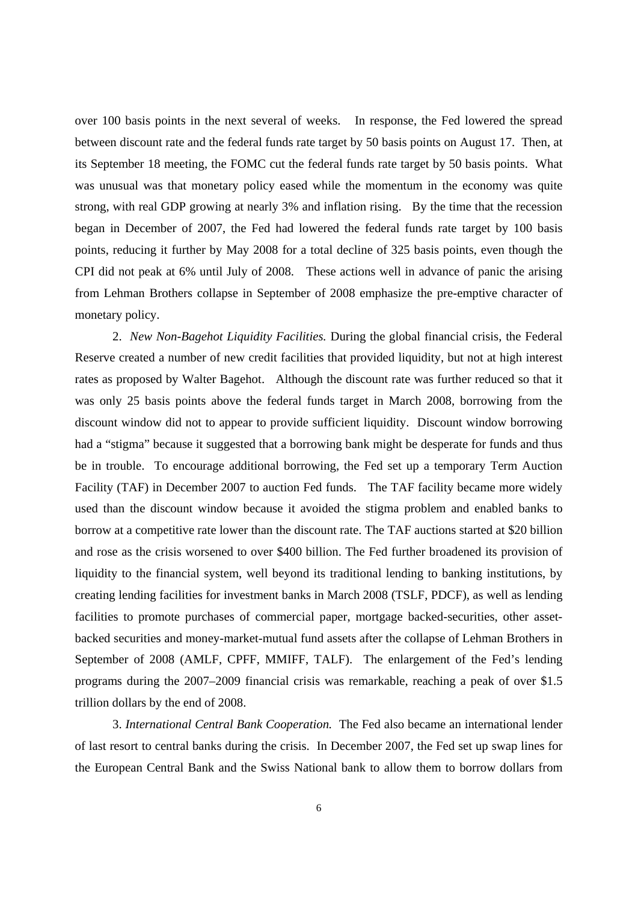over 100 basis points in the next several of weeks. In response, the Fed lowered the spread between discount rate and the federal funds rate target by 50 basis points on August 17. Then, at its September 18 meeting, the FOMC cut the federal funds rate target by 50 basis points. What was unusual was that monetary policy eased while the momentum in the economy was quite strong, with real GDP growing at nearly 3% and inflation rising. By the time that the recession began in December of 2007, the Fed had lowered the federal funds rate target by 100 basis points, reducing it further by May 2008 for a total decline of 325 basis points, even though the CPI did not peak at 6% until July of 2008. These actions well in advance of panic the arising from Lehman Brothers collapse in September of 2008 emphasize the pre-emptive character of monetary policy.

2. *New Non-Bagehot Liquidity Facilities.* During the global financial crisis, the Federal Reserve created a number of new credit facilities that provided liquidity, but not at high interest rates as proposed by Walter Bagehot. Although the discount rate was further reduced so that it was only 25 basis points above the federal funds target in March 2008, borrowing from the discount window did not to appear to provide sufficient liquidity. Discount window borrowing had a "stigma" because it suggested that a borrowing bank might be desperate for funds and thus be in trouble. To encourage additional borrowing, the Fed set up a temporary Term Auction Facility (TAF) in December 2007 to auction Fed funds. The TAF facility became more widely used than the discount window because it avoided the stigma problem and enabled banks to borrow at a competitive rate lower than the discount rate. The TAF auctions started at $20 billion and rose as the crisis worsened to over $400 billion. The Fed further broadened its provision of liquidity to the financial system, well beyond its traditional lending to banking institutions, by creating lending facilities for investment banks in March 2008 (TSLF, PDCF), as well as lending facilities to promote purchases of commercial paper, mortgage backed-securities, other asset-backed securities and money-market-mutual fund assets after the collapse of Lehman Brothers in September of 2008 (AMLF, CPFF, MMIFF, TALF). The enlargement of the Fed's lending programs during the 2007–2009 financial crisis was remarkable, reaching a peak of over $1.5 trillion dollars by the end of 2008.

3. *International Central Bank Cooperation.* The Fed also became an international lender of last resort to central banks during the crisis. In December 2007, the Fed set up swap lines for the European Central Bank and the Swiss National bank to allow them to borrow dollars from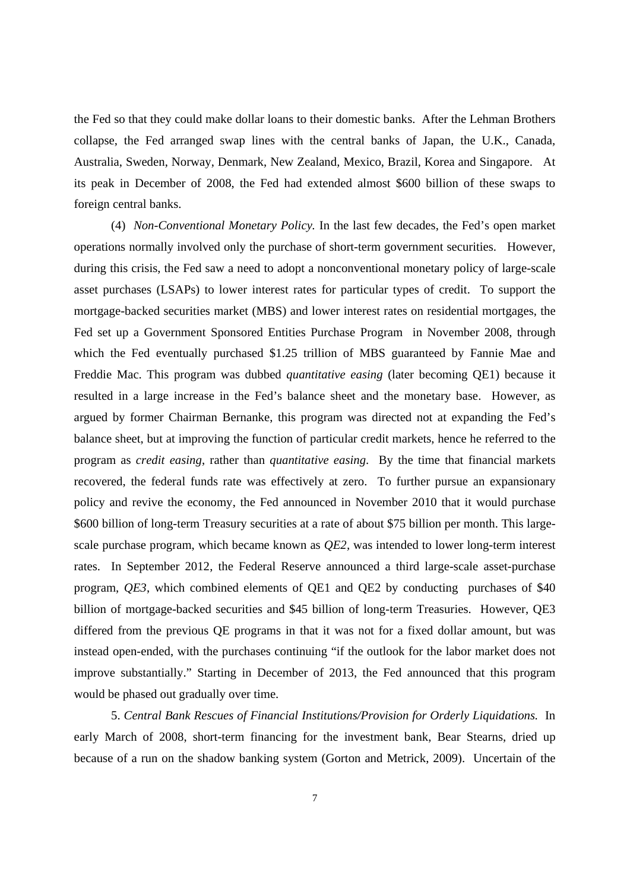the Fed so that they could make dollar loans to their domestic banks. After the Lehman Brothers collapse, the Fed arranged swap lines with the central banks of Japan, the U.K., Canada, Australia, Sweden, Norway, Denmark, New Zealand, Mexico, Brazil, Korea and Singapore. At its peak in December of 2008, the Fed had extended almost $600 billion of these swaps to foreign central banks.

(4) *Non-Conventional Monetary Policy.* In the last few decades, the Fed's open market operations normally involved only the purchase of short-term government securities. However, during this crisis, the Fed saw a need to adopt a nonconventional monetary policy of large-scale asset purchases (LSAPs) to lower interest rates for particular types of credit. To support the mortgage-backed securities market (MBS) and lower interest rates on residential mortgages, the Fed set up a Government Sponsored Entities Purchase Program in November 2008, through which the Fed eventually purchased $1.25 trillion of MBS guaranteed by Fannie Mae and Freddie Mac. This program was dubbed *quantitative easing* (later becoming QE1) because it resulted in a large increase in the Fed's balance sheet and the monetary base. However, as argued by former Chairman Bernanke, this program was directed not at expanding the Fed's balance sheet, but at improving the function of particular credit markets, hence he referred to the program as *credit easing*, rather than *quantitative easing*. By the time that financial markets recovered, the federal funds rate was effectively at zero. To further pursue an expansionary policy and revive the economy, the Fed announced in November 2010 that it would purchase $600 billion of long-term Treasury securities at a rate of about $75 billion per month. This large-scale purchase program, which became known as *QE2*, was intended to lower long-term interest rates. In September 2012, the Federal Reserve announced a third large-scale asset-purchase program, *QE3*, which combined elements of QE1 and QE2 by conducting purchases of $40 billion of mortgage-backed securities and $45 billion of long-term Treasuries. However, QE3 differed from the previous QE programs in that it was not for a fixed dollar amount, but was instead open-ended, with the purchases continuing "if the outlook for the labor market does not improve substantially." Starting in December of 2013, the Fed announced that this program would be phased out gradually over time.

5. *Central Bank Rescues of Financial Institutions/Provision for Orderly Liquidations.* In early March of 2008, short-term financing for the investment bank, Bear Stearns, dried up because of a run on the shadow banking system (Gorton and Metrick, 2009). Uncertain of the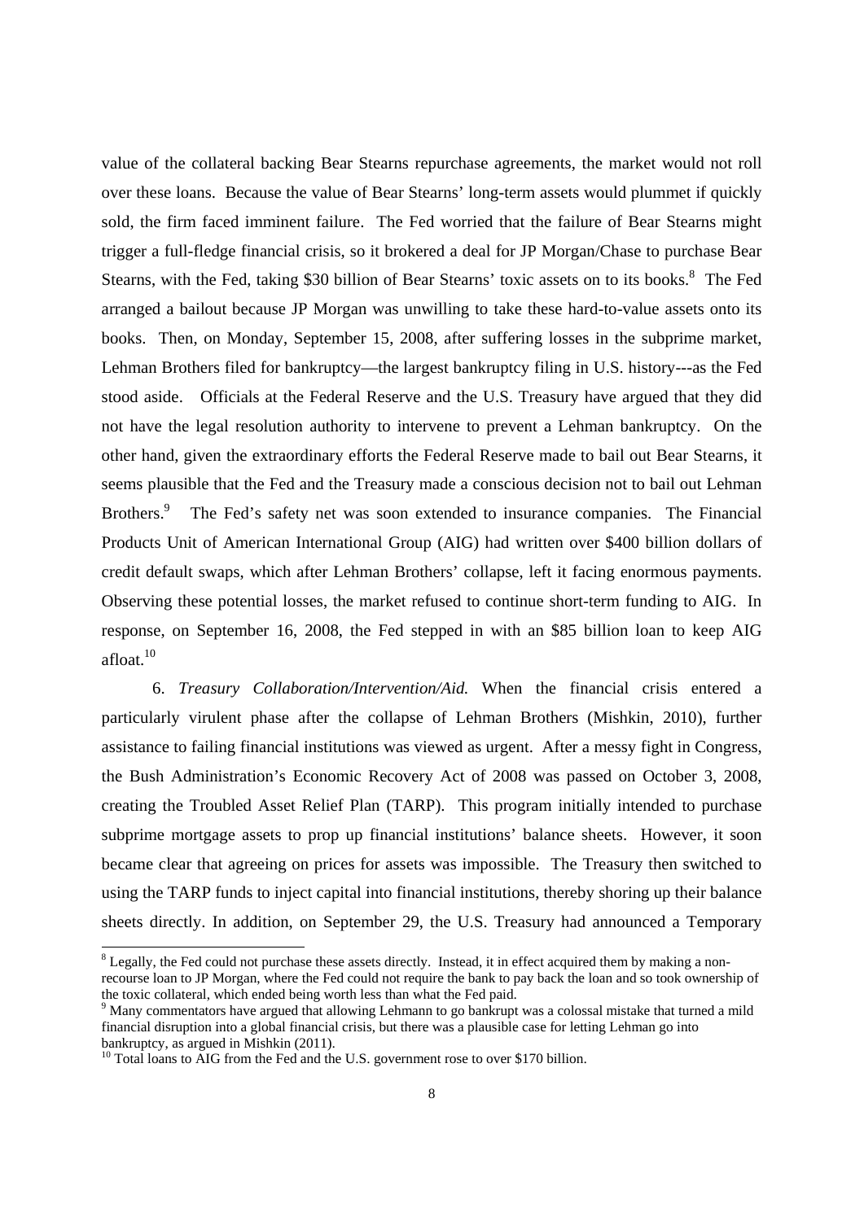value of the collateral backing Bear Stearns repurchase agreements, the market would not roll over these loans. Because the value of Bear Stearns' long-term assets would plummet if quickly sold, the firm faced imminent failure. The Fed worried that the failure of Bear Stearns might trigger a full-fledge financial crisis, so it brokered a deal for JP Morgan/Chase to purchase Bear Stearns, with the Fed, taking \$30 billion of Bear Stearns' toxic assets on to its books.[8] The Fed arranged a bailout because JP Morgan was unwilling to take these hard-to-value assets onto its books. Then, on Monday, September 15, 2008, after suffering losses in the subprime market, Lehman Brothers filed for bankruptcy—the largest bankruptcy filing in U.S. history---as the Fed stood aside. Officials at the Federal Reserve and the U.S. Treasury have argued that they did not have the legal resolution authority to intervene to prevent a Lehman bankruptcy. On the other hand, given the extraordinary efforts the Federal Reserve made to bail out Bear Stearns, it seems plausible that the Fed and the Treasury made a conscious decision not to bail out Lehman Brothers.[9] The Fed's safety net was soon extended to insurance companies. The Financial Products Unit of American International Group (AIG) had written over \$400 billion dollars of credit default swaps, which after Lehman Brothers' collapse, left it facing enormous payments. Observing these potential losses, the market refused to continue short-term funding to AIG. In response, on September 16, 2008, the Fed stepped in with an \$85 billion loan to keep AIG afloat.[10]

6. *Treasury Collaboration/Intervention/Aid.* When the financial crisis entered a particularly virulent phase after the collapse of Lehman Brothers (Mishkin, 2010), further assistance to failing financial institutions was viewed as urgent. After a messy fight in Congress, the Bush Administration's Economic Recovery Act of 2008 was passed on October 3, 2008, creating the Troubled Asset Relief Plan (TARP). This program initially intended to purchase subprime mortgage assets to prop up financial institutions' balance sheets. However, it soon became clear that agreeing on prices for assets was impossible. The Treasury then switched to using the TARP funds to inject capital into financial institutions, thereby shoring up their balance sheets directly. In addition, on September 29, the U.S. Treasury had announced a Temporary

[8] Legally, the Fed could not purchase these assets directly. Instead, it in effect acquired them by making a non-recourse loan to JP Morgan, where the Fed could not require the bank to pay back the loan and so took ownership of the toxic collateral, which ended being worth less than what the Fed paid.

[9] Many commentators have argued that allowing Lehmann to go bankrupt was a colossal mistake that turned a mild financial disruption into a global financial crisis, but there was a plausible case for letting Lehman go into bankruptcy, as argued in Mishkin (2011).

[10] Total loans to AIG from the Fed and the U.S. government rose to over \$170 billion.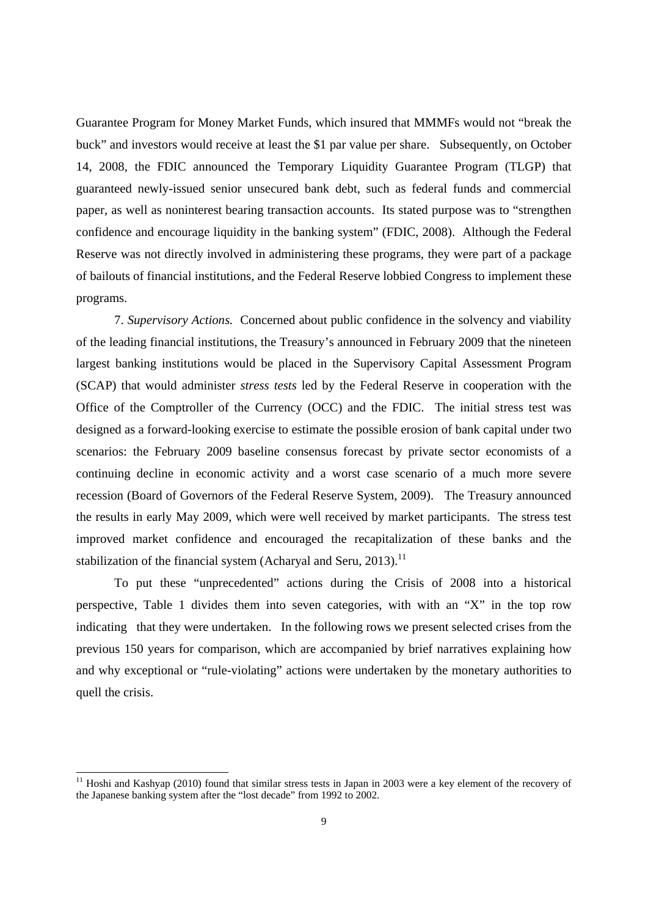Guarantee Program for Money Market Funds, which insured that MMMFs would not "break the buck" and investors would receive at least the $1 par value per share. Subsequently, on October 14, 2008, the FDIC announced the Temporary Liquidity Guarantee Program (TLGP) that guaranteed newly-issued senior unsecured bank debt, such as federal funds and commercial paper, as well as noninterest bearing transaction accounts. Its stated purpose was to "strengthen confidence and encourage liquidity in the banking system" (FDIC, 2008). Although the Federal Reserve was not directly involved in administering these programs, they were part of a package of bailouts of financial institutions, and the Federal Reserve lobbied Congress to implement these programs.

7. *Supervisory Actions.* Concerned about public confidence in the solvency and viability of the leading financial institutions, the Treasury's announced in February 2009 that the nineteen largest banking institutions would be placed in the Supervisory Capital Assessment Program (SCAP) that would administer *stress tests* led by the Federal Reserve in cooperation with the Office of the Comptroller of the Currency (OCC) and the FDIC. The initial stress test was designed as a forward-looking exercise to estimate the possible erosion of bank capital under two scenarios: the February 2009 baseline consensus forecast by private sector economists of a continuing decline in economic activity and a worst case scenario of a much more severe recession (Board of Governors of the Federal Reserve System, 2009). The Treasury announced the results in early May 2009, which were well received by market participants. The stress test improved market confidence and encouraged the recapitalization of these banks and the stabilization of the financial system (Acharyal and Seru, 2013).[11]

To put these "unprecedented" actions during the Crisis of 2008 into a historical perspective, Table 1 divides them into seven categories, with with an "X" in the top row indicating that they were undertaken. In the following rows we present selected crises from the previous 150 years for comparison, which are accompanied by brief narratives explaining how and why exceptional or "rule-violating" actions were undertaken by the monetary authorities to quell the crisis.

[11] Hoshi and Kashyap (2010) found that similar stress tests in Japan in 2003 were a key element of the recovery of the Japanese banking system after the "lost decade" from 1992 to 2002.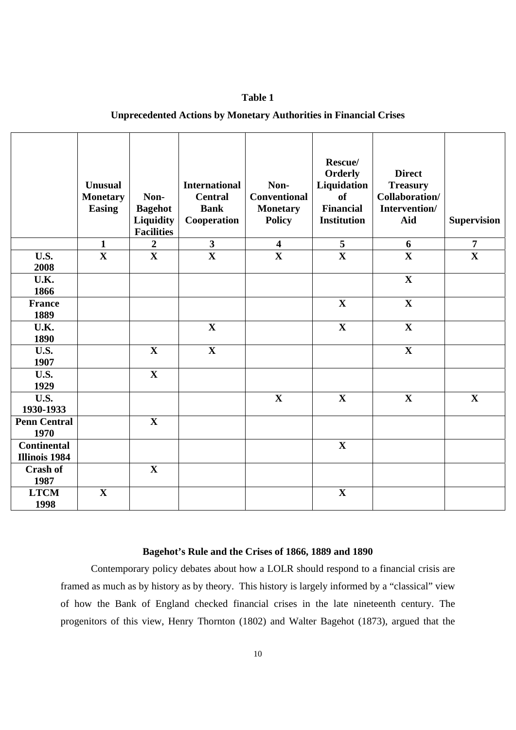**Table 1**

**Unprecedented Actions by Monetary Authorities in Financial Crises**

| | Unusual Monetary Easing | Non-Bagehot Liquidity Facilities | International Central Bank Cooperation | Non-Conventional Monetary Policy | Rescue/ Orderly Liquidation of Financial Institution | Direct Treasury Collaboration/ Intervention/ Aid | Supervision |
|---|---|---|---|---|---|---|---|
| | 1 | 2 | 3 | 4 | 5 | 6 | 7 |
| U.S. 2008 | X | X | X | X | X | X | X |
| U.K. 1866 | | | | | | X | |
| France 1889 | | | | | X | X | |
| U.K. 1890 | | | X | | X | X | |
| U.S. 1907 | | X | X | | | X | |
| U.S. 1929 | | X | | | | | |
| U.S. 1930-1933 | | | | X | X | X | X |
| Penn Central 1970 | | X | | | | | |
| Continental Illinois 1984 | | | | | X | | |
| Crash of 1987 | | X | | | | | |
| LTCM 1998 | X | | | | X | | |

## Bagehot's Rule and the Crises of 1866, 1889 and 1890

Contemporary policy debates about how a LOLR should respond to a financial crisis are framed as much as by history as by theory. This history is largely informed by a "classical" view of how the Bank of England checked financial crises in the late nineteenth century. The progenitors of this view, Henry Thornton (1802) and Walter Bagehot (1873), argued that the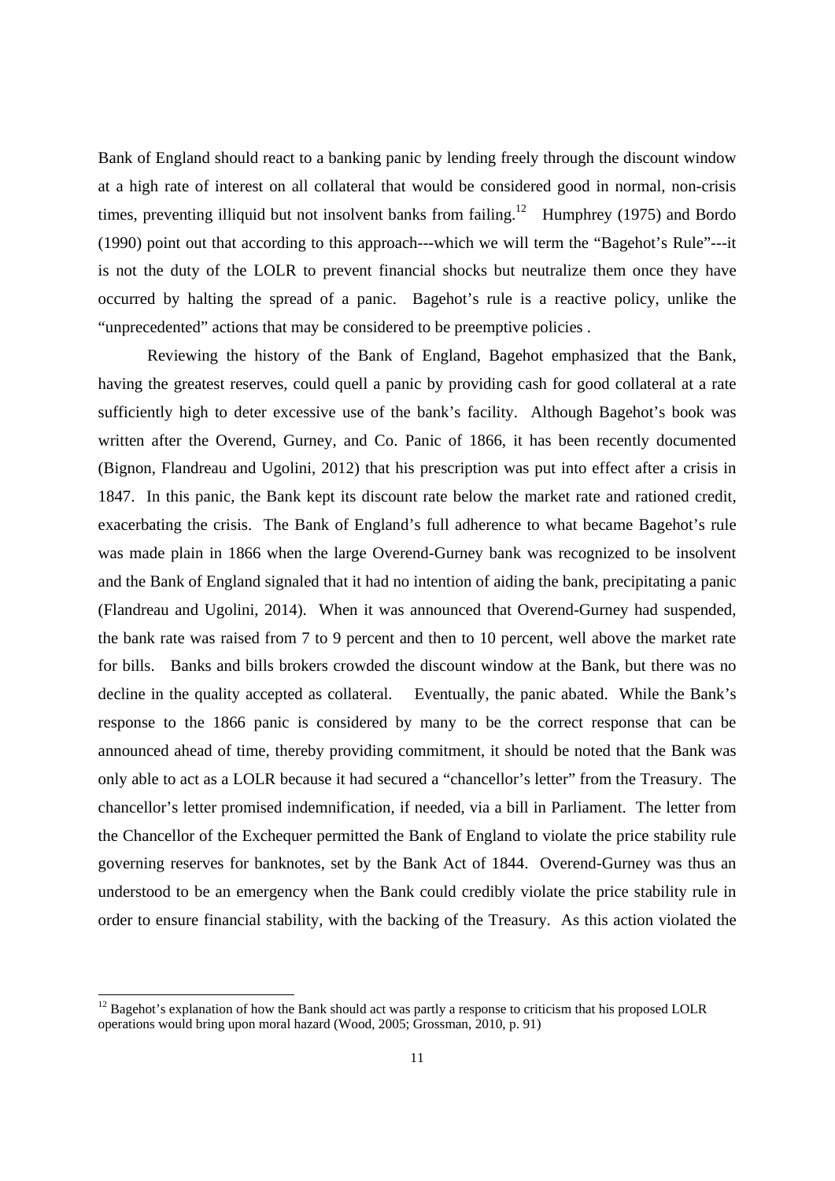Bank of England should react to a banking panic by lending freely through the discount window at a high rate of interest on all collateral that would be considered good in normal, non-crisis times, preventing illiquid but not insolvent banks from failing.[12] Humphrey (1975) and Bordo (1990) point out that according to this approach---which we will term the "Bagehot's Rule"---it is not the duty of the LOLR to prevent financial shocks but neutralize them once they have occurred by halting the spread of a panic. Bagehot's rule is a reactive policy, unlike the "unprecedented" actions that may be considered to be preemptive policies .

Reviewing the history of the Bank of England, Bagehot emphasized that the Bank, having the greatest reserves, could quell a panic by providing cash for good collateral at a rate sufficiently high to deter excessive use of the bank's facility. Although Bagehot's book was written after the Overend, Gurney, and Co. Panic of 1866, it has been recently documented (Bignon, Flandreau and Ugolini, 2012) that his prescription was put into effect after a crisis in 1847. In this panic, the Bank kept its discount rate below the market rate and rationed credit, exacerbating the crisis. The Bank of England's full adherence to what became Bagehot's rule was made plain in 1866 when the large Overend-Gurney bank was recognized to be insolvent and the Bank of England signaled that it had no intention of aiding the bank, precipitating a panic (Flandreau and Ugolini, 2014). When it was announced that Overend-Gurney had suspended, the bank rate was raised from 7 to 9 percent and then to 10 percent, well above the market rate for bills. Banks and bills brokers crowded the discount window at the Bank, but there was no decline in the quality accepted as collateral. Eventually, the panic abated. While the Bank's response to the 1866 panic is considered by many to be the correct response that can be announced ahead of time, thereby providing commitment, it should be noted that the Bank was only able to act as a LOLR because it had secured a "chancellor's letter" from the Treasury. The chancellor's letter promised indemnification, if needed, via a bill in Parliament. The letter from the Chancellor of the Exchequer permitted the Bank of England to violate the price stability rule governing reserves for banknotes, set by the Bank Act of 1844. Overend-Gurney was thus an understood to be an emergency when the Bank could credibly violate the price stability rule in order to ensure financial stability, with the backing of the Treasury. As this action violated the

[12] Bagehot's explanation of how the Bank should act was partly a response to criticism that his proposed LOLR operations would bring upon moral hazard (Wood, 2005; Grossman, 2010, p. 91)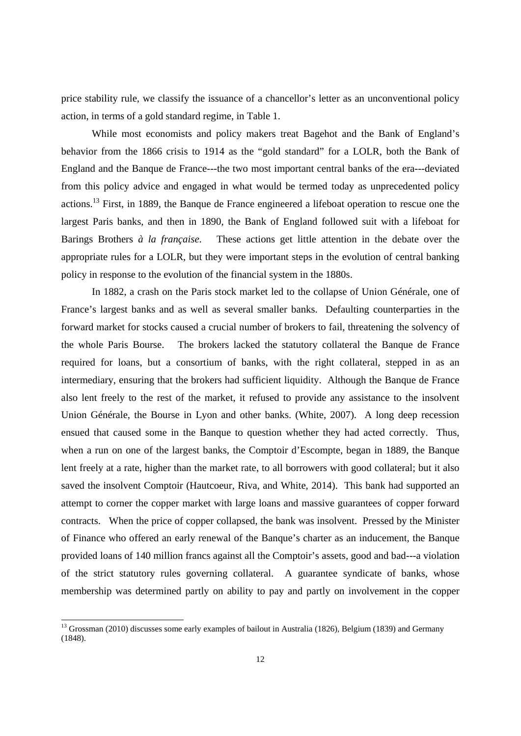price stability rule, we classify the issuance of a chancellor's letter as an unconventional policy action, in terms of a gold standard regime, in Table 1.

While most economists and policy makers treat Bagehot and the Bank of England's behavior from the 1866 crisis to 1914 as the "gold standard" for a LOLR, both the Bank of England and the Banque de France---the two most important central banks of the era---deviated from this policy advice and engaged in what would be termed today as unprecedented policy actions.[13] First, in 1889, the Banque de France engineered a lifeboat operation to rescue one the largest Paris banks, and then in 1890, the Bank of England followed suit with a lifeboat for Barings Brothers *à la française*. These actions get little attention in the debate over the appropriate rules for a LOLR, but they were important steps in the evolution of central banking policy in response to the evolution of the financial system in the 1880s.

In 1882, a crash on the Paris stock market led to the collapse of Union Générale, one of France's largest banks and as well as several smaller banks. Defaulting counterparties in the forward market for stocks caused a crucial number of brokers to fail, threatening the solvency of the whole Paris Bourse. The brokers lacked the statutory collateral the Banque de France required for loans, but a consortium of banks, with the right collateral, stepped in as an intermediary, ensuring that the brokers had sufficient liquidity. Although the Banque de France also lent freely to the rest of the market, it refused to provide any assistance to the insolvent Union Générale, the Bourse in Lyon and other banks. (White, 2007). A long deep recession ensued that caused some in the Banque to question whether they had acted correctly. Thus, when a run on one of the largest banks, the Comptoir d'Escompte, began in 1889, the Banque lent freely at a rate, higher than the market rate, to all borrowers with good collateral; but it also saved the insolvent Comptoir (Hautcoeur, Riva, and White, 2014). This bank had supported an attempt to corner the copper market with large loans and massive guarantees of copper forward contracts. When the price of copper collapsed, the bank was insolvent. Pressed by the Minister of Finance who offered an early renewal of the Banque's charter as an inducement, the Banque provided loans of 140 million francs against all the Comptoir's assets, good and bad---a violation of the strict statutory rules governing collateral. A guarantee syndicate of banks, whose membership was determined partly on ability to pay and partly on involvement in the copper

[13] Grossman (2010) discusses some early examples of bailout in Australia (1826), Belgium (1839) and Germany (1848).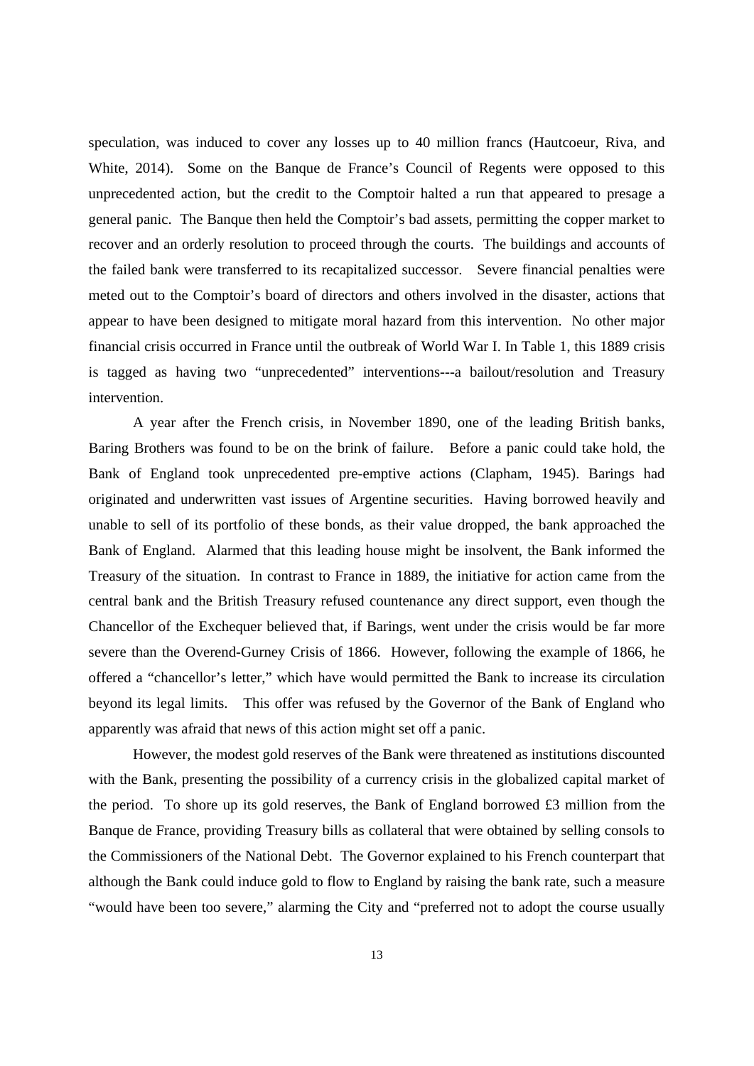speculation, was induced to cover any losses up to 40 million francs (Hautcoeur, Riva, and White, 2014). Some on the Banque de France's Council of Regents were opposed to this unprecedented action, but the credit to the Comptoir halted a run that appeared to presage a general panic. The Banque then held the Comptoir's bad assets, permitting the copper market to recover and an orderly resolution to proceed through the courts. The buildings and accounts of the failed bank were transferred to its recapitalized successor. Severe financial penalties were meted out to the Comptoir's board of directors and others involved in the disaster, actions that appear to have been designed to mitigate moral hazard from this intervention. No other major financial crisis occurred in France until the outbreak of World War I. In Table 1, this 1889 crisis is tagged as having two "unprecedented" interventions---a bailout/resolution and Treasury intervention.

A year after the French crisis, in November 1890, one of the leading British banks, Baring Brothers was found to be on the brink of failure. Before a panic could take hold, the Bank of England took unprecedented pre-emptive actions (Clapham, 1945). Barings had originated and underwritten vast issues of Argentine securities. Having borrowed heavily and unable to sell of its portfolio of these bonds, as their value dropped, the bank approached the Bank of England. Alarmed that this leading house might be insolvent, the Bank informed the Treasury of the situation. In contrast to France in 1889, the initiative for action came from the central bank and the British Treasury refused countenance any direct support, even though the Chancellor of the Exchequer believed that, if Barings, went under the crisis would be far more severe than the Overend-Gurney Crisis of 1866. However, following the example of 1866, he offered a "chancellor's letter," which have would permitted the Bank to increase its circulation beyond its legal limits. This offer was refused by the Governor of the Bank of England who apparently was afraid that news of this action might set off a panic.

However, the modest gold reserves of the Bank were threatened as institutions discounted with the Bank, presenting the possibility of a currency crisis in the globalized capital market of the period. To shore up its gold reserves, the Bank of England borrowed £3 million from the Banque de France, providing Treasury bills as collateral that were obtained by selling consols to the Commissioners of the National Debt. The Governor explained to his French counterpart that although the Bank could induce gold to flow to England by raising the bank rate, such a measure "would have been too severe," alarming the City and "preferred not to adopt the course usually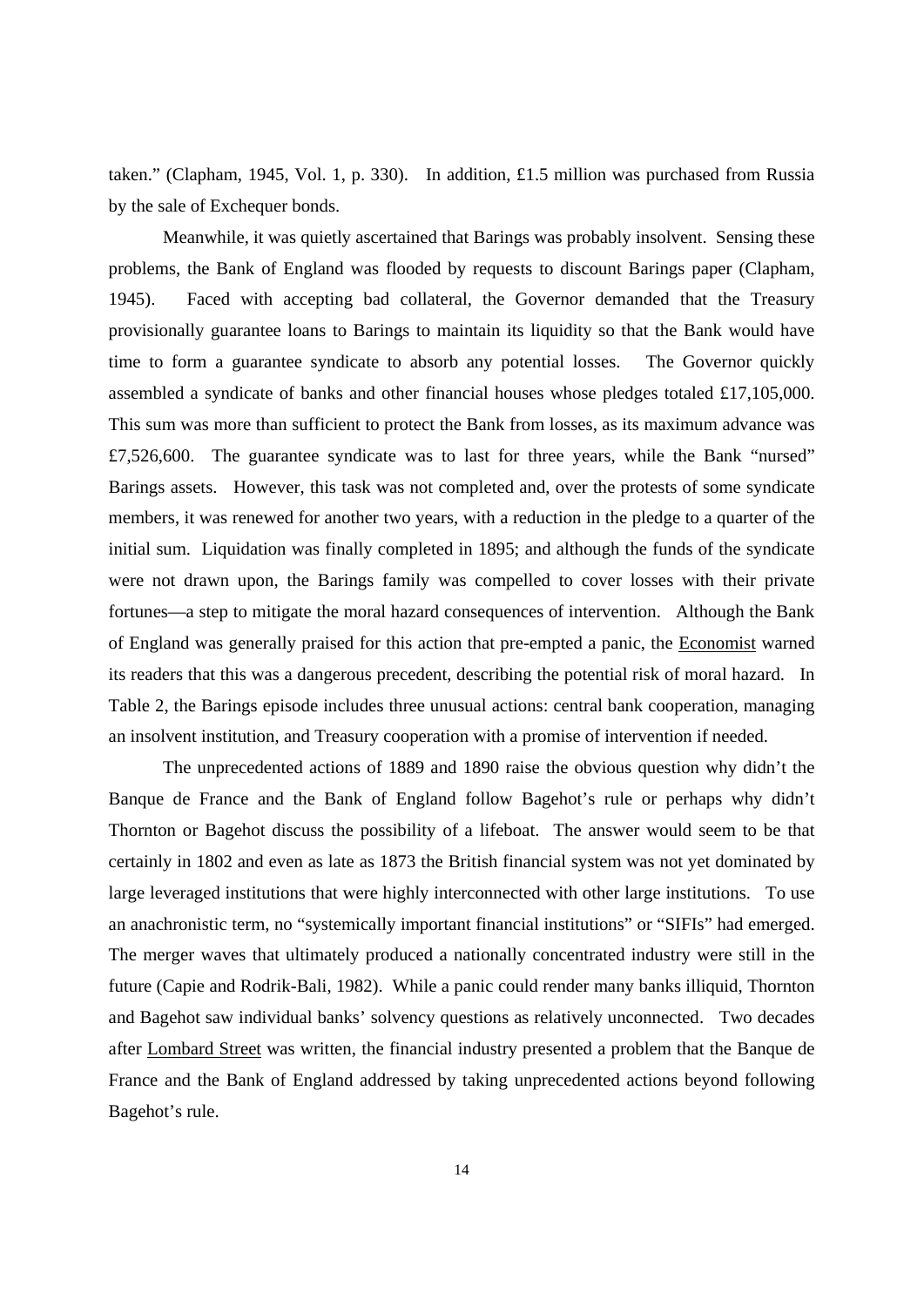taken." (Clapham, 1945, Vol. 1, p. 330). In addition, £1.5 million was purchased from Russia by the sale of Exchequer bonds.

Meanwhile, it was quietly ascertained that Barings was probably insolvent. Sensing these problems, the Bank of England was flooded by requests to discount Barings paper (Clapham, 1945). Faced with accepting bad collateral, the Governor demanded that the Treasury provisionally guarantee loans to Barings to maintain its liquidity so that the Bank would have time to form a guarantee syndicate to absorb any potential losses. The Governor quickly assembled a syndicate of banks and other financial houses whose pledges totaled £17,105,000. This sum was more than sufficient to protect the Bank from losses, as its maximum advance was £7,526,600. The guarantee syndicate was to last for three years, while the Bank "nursed" Barings assets. However, this task was not completed and, over the protests of some syndicate members, it was renewed for another two years, with a reduction in the pledge to a quarter of the initial sum. Liquidation was finally completed in 1895; and although the funds of the syndicate were not drawn upon, the Barings family was compelled to cover losses with their private fortunes—a step to mitigate the moral hazard consequences of intervention. Although the Bank of England was generally praised for this action that pre-empted a panic, the Economist warned its readers that this was a dangerous precedent, describing the potential risk of moral hazard. In Table 2, the Barings episode includes three unusual actions: central bank cooperation, managing an insolvent institution, and Treasury cooperation with a promise of intervention if needed.

The unprecedented actions of 1889 and 1890 raise the obvious question why didn't the Banque de France and the Bank of England follow Bagehot's rule or perhaps why didn't Thornton or Bagehot discuss the possibility of a lifeboat. The answer would seem to be that certainly in 1802 and even as late as 1873 the British financial system was not yet dominated by large leveraged institutions that were highly interconnected with other large institutions. To use an anachronistic term, no "systemically important financial institutions" or "SIFIs" had emerged. The merger waves that ultimately produced a nationally concentrated industry were still in the future (Capie and Rodrik-Bali, 1982). While a panic could render many banks illiquid, Thornton and Bagehot saw individual banks' solvency questions as relatively unconnected. Two decades after Lombard Street was written, the financial industry presented a problem that the Banque de France and the Bank of England addressed by taking unprecedented actions beyond following Bagehot's rule.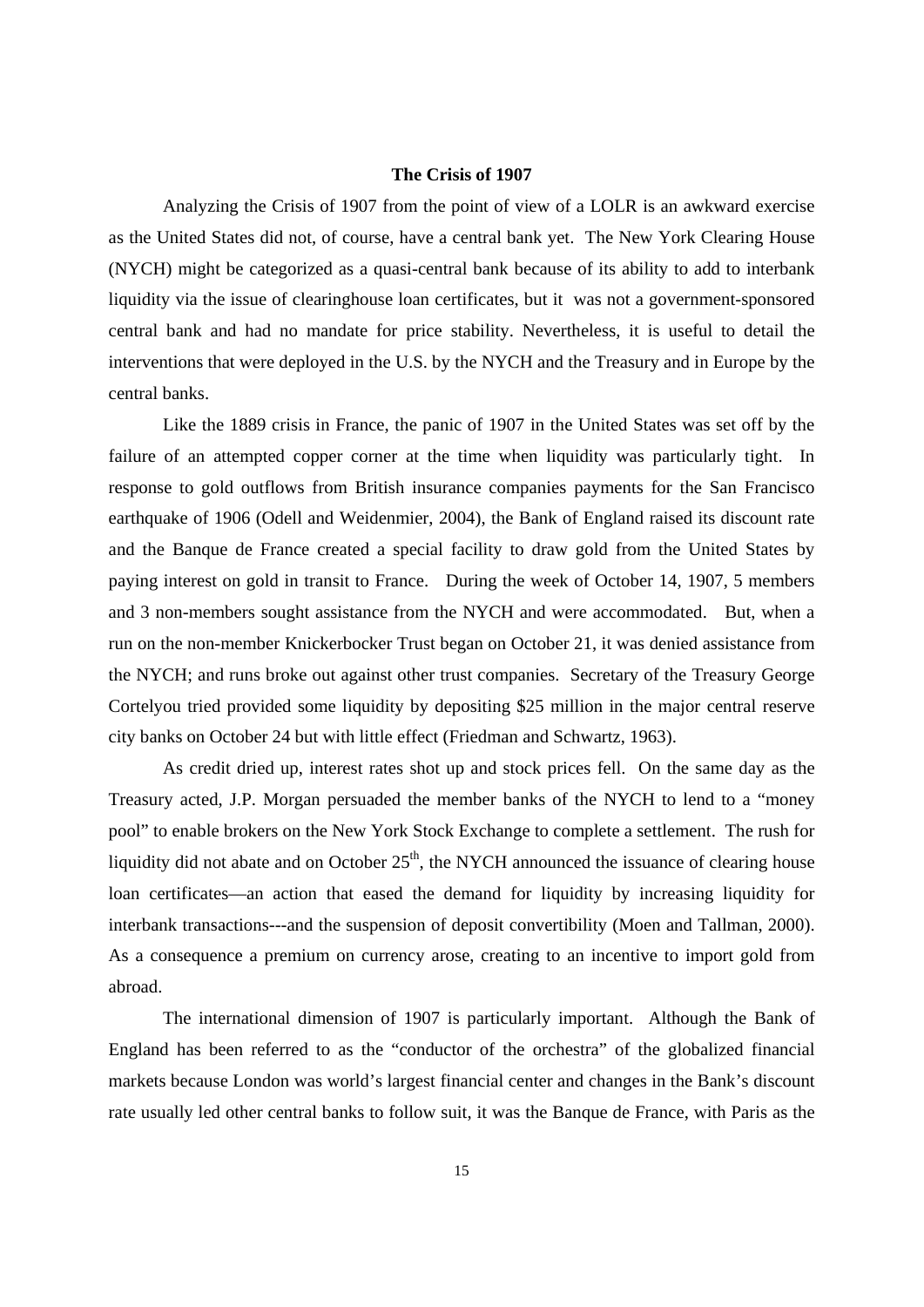### The Crisis of 1907

Analyzing the Crisis of 1907 from the point of view of a LOLR is an awkward exercise as the United States did not, of course, have a central bank yet. The New York Clearing House (NYCH) might be categorized as a quasi-central bank because of its ability to add to interbank liquidity via the issue of clearinghouse loan certificates, but it was not a government-sponsored central bank and had no mandate for price stability. Nevertheless, it is useful to detail the interventions that were deployed in the U.S. by the NYCH and the Treasury and in Europe by the central banks.

Like the 1889 crisis in France, the panic of 1907 in the United States was set off by the failure of an attempted copper corner at the time when liquidity was particularly tight. In response to gold outflows from British insurance companies payments for the San Francisco earthquake of 1906 (Odell and Weidenmier, 2004), the Bank of England raised its discount rate and the Banque de France created a special facility to draw gold from the United States by paying interest on gold in transit to France. During the week of October 14, 1907, 5 members and 3 non-members sought assistance from the NYCH and were accommodated. But, when a run on the non-member Knickerbocker Trust began on October 21, it was denied assistance from the NYCH; and runs broke out against other trust companies. Secretary of the Treasury George Cortelyou tried provided some liquidity by depositing $25 million in the major central reserve city banks on October 24 but with little effect (Friedman and Schwartz, 1963).

As credit dried up, interest rates shot up and stock prices fell. On the same day as the Treasury acted, J.P. Morgan persuaded the member banks of the NYCH to lend to a "money pool" to enable brokers on the New York Stock Exchange to complete a settlement. The rush for liquidity did not abate and on October 25th, the NYCH announced the issuance of clearing house loan certificates—an action that eased the demand for liquidity by increasing liquidity for interbank transactions---and the suspension of deposit convertibility (Moen and Tallman, 2000). As a consequence a premium on currency arose, creating to an incentive to import gold from abroad.

The international dimension of 1907 is particularly important. Although the Bank of England has been referred to as the "conductor of the orchestra" of the globalized financial markets because London was world's largest financial center and changes in the Bank's discount rate usually led other central banks to follow suit, it was the Banque de France, with Paris as the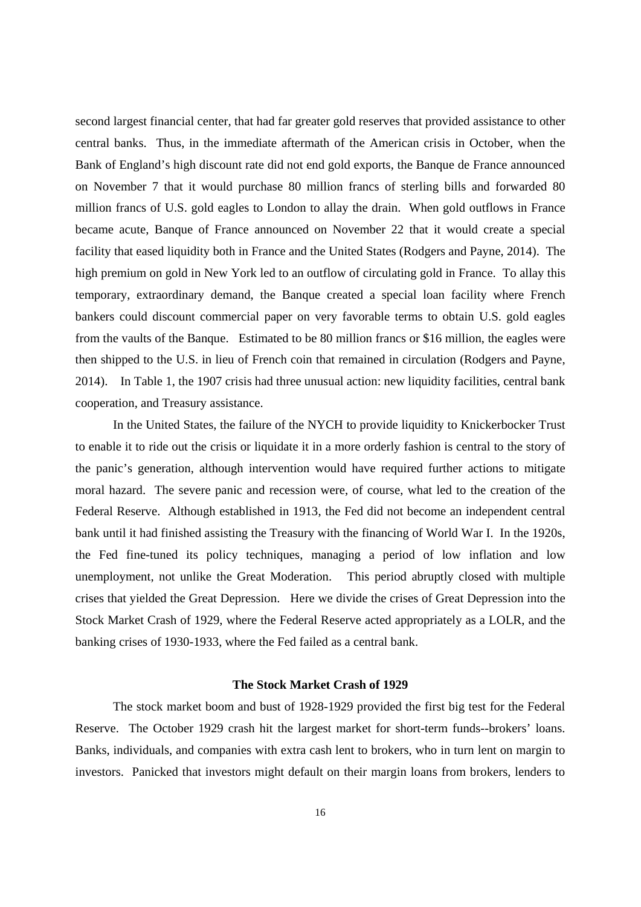second largest financial center, that had far greater gold reserves that provided assistance to other central banks. Thus, in the immediate aftermath of the American crisis in October, when the Bank of England's high discount rate did not end gold exports, the Banque de France announced on November 7 that it would purchase 80 million francs of sterling bills and forwarded 80 million francs of U.S. gold eagles to London to allay the drain. When gold outflows in France became acute, Banque of France announced on November 22 that it would create a special facility that eased liquidity both in France and the United States (Rodgers and Payne, 2014). The high premium on gold in New York led to an outflow of circulating gold in France. To allay this temporary, extraordinary demand, the Banque created a special loan facility where French bankers could discount commercial paper on very favorable terms to obtain U.S. gold eagles from the vaults of the Banque. Estimated to be 80 million francs or $16 million, the eagles were then shipped to the U.S. in lieu of French coin that remained in circulation (Rodgers and Payne, 2014). In Table 1, the 1907 crisis had three unusual action: new liquidity facilities, central bank cooperation, and Treasury assistance.

In the United States, the failure of the NYCH to provide liquidity to Knickerbocker Trust to enable it to ride out the crisis or liquidate it in a more orderly fashion is central to the story of the panic's generation, although intervention would have required further actions to mitigate moral hazard. The severe panic and recession were, of course, what led to the creation of the Federal Reserve. Although established in 1913, the Fed did not become an independent central bank until it had finished assisting the Treasury with the financing of World War I. In the 1920s, the Fed fine-tuned its policy techniques, managing a period of low inflation and low unemployment, not unlike the Great Moderation. This period abruptly closed with multiple crises that yielded the Great Depression. Here we divide the crises of Great Depression into the Stock Market Crash of 1929, where the Federal Reserve acted appropriately as a LOLR, and the banking crises of 1930-1933, where the Fed failed as a central bank.

## The Stock Market Crash of 1929

The stock market boom and bust of 1928-1929 provided the first big test for the Federal Reserve. The October 1929 crash hit the largest market for short-term funds--brokers' loans. Banks, individuals, and companies with extra cash lent to brokers, who in turn lent on margin to investors. Panicked that investors might default on their margin loans from brokers, lenders to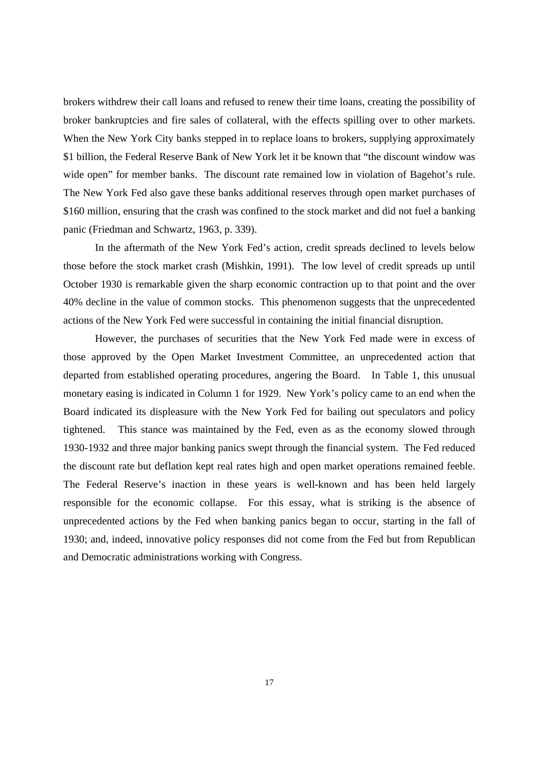brokers withdrew their call loans and refused to renew their time loans, creating the possibility of broker bankruptcies and fire sales of collateral, with the effects spilling over to other markets. When the New York City banks stepped in to replace loans to brokers, supplying approximately \$1 billion, the Federal Reserve Bank of New York let it be known that "the discount window was wide open" for member banks. The discount rate remained low in violation of Bagehot's rule. The New York Fed also gave these banks additional reserves through open market purchases of \$160 million, ensuring that the crash was confined to the stock market and did not fuel a banking panic (Friedman and Schwartz, 1963, p. 339).

In the aftermath of the New York Fed's action, credit spreads declined to levels below those before the stock market crash (Mishkin, 1991). The low level of credit spreads up until October 1930 is remarkable given the sharp economic contraction up to that point and the over 40% decline in the value of common stocks. This phenomenon suggests that the unprecedented actions of the New York Fed were successful in containing the initial financial disruption.

However, the purchases of securities that the New York Fed made were in excess of those approved by the Open Market Investment Committee, an unprecedented action that departed from established operating procedures, angering the Board. In Table 1, this unusual monetary easing is indicated in Column 1 for 1929. New York's policy came to an end when the Board indicated its displeasure with the New York Fed for bailing out speculators and policy tightened. This stance was maintained by the Fed, even as as the economy slowed through 1930-1932 and three major banking panics swept through the financial system. The Fed reduced the discount rate but deflation kept real rates high and open market operations remained feeble. The Federal Reserve's inaction in these years is well-known and has been held largely responsible for the economic collapse. For this essay, what is striking is the absence of unprecedented actions by the Fed when banking panics began to occur, starting in the fall of 1930; and, indeed, innovative policy responses did not come from the Fed but from Republican and Democratic administrations working with Congress.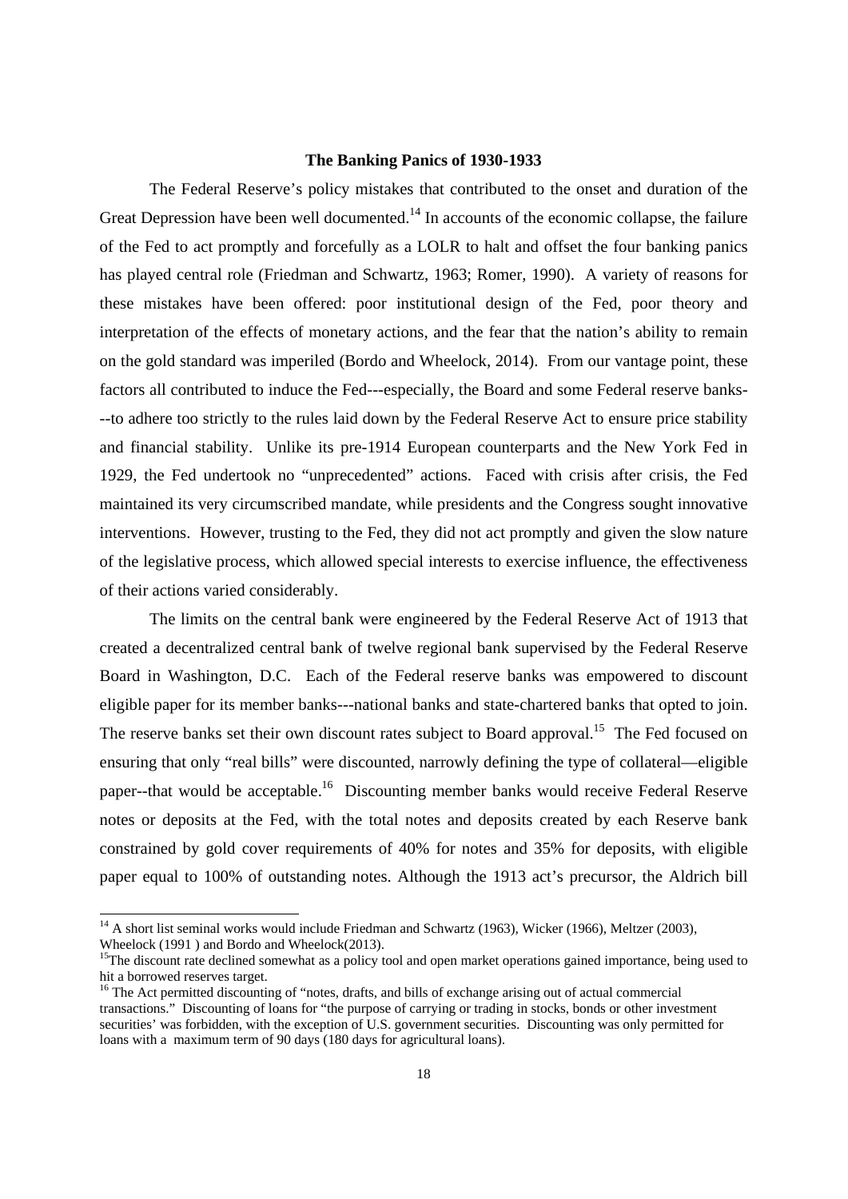**The Banking Panics of 1930-1933**

The Federal Reserve's policy mistakes that contributed to the onset and duration of the Great Depression have been well documented.[14] In accounts of the economic collapse, the failure of the Fed to act promptly and forcefully as a LOLR to halt and offset the four banking panics has played central role (Friedman and Schwartz, 1963; Romer, 1990). A variety of reasons for these mistakes have been offered: poor institutional design of the Fed, poor theory and interpretation of the effects of monetary actions, and the fear that the nation's ability to remain on the gold standard was imperiled (Bordo and Wheelock, 2014). From our vantage point, these factors all contributed to induce the Fed---especially, the Board and some Federal reserve banks---to adhere too strictly to the rules laid down by the Federal Reserve Act to ensure price stability and financial stability. Unlike its pre-1914 European counterparts and the New York Fed in 1929, the Fed undertook no "unprecedented" actions. Faced with crisis after crisis, the Fed maintained its very circumscribed mandate, while presidents and the Congress sought innovative interventions. However, trusting to the Fed, they did not act promptly and given the slow nature of the legislative process, which allowed special interests to exercise influence, the effectiveness of their actions varied considerably.

The limits on the central bank were engineered by the Federal Reserve Act of 1913 that created a decentralized central bank of twelve regional bank supervised by the Federal Reserve Board in Washington, D.C. Each of the Federal reserve banks was empowered to discount eligible paper for its member banks---national banks and state-chartered banks that opted to join. The reserve banks set their own discount rates subject to Board approval.[15] The Fed focused on ensuring that only "real bills" were discounted, narrowly defining the type of collateral—eligible paper--that would be acceptable.[16] Discounting member banks would receive Federal Reserve notes or deposits at the Fed, with the total notes and deposits created by each Reserve bank constrained by gold cover requirements of 40% for notes and 35% for deposits, with eligible paper equal to 100% of outstanding notes. Although the 1913 act's precursor, the Aldrich bill

---

[14] A short list seminal works would include Friedman and Schwartz (1963), Wicker (1966), Meltzer (2003), Wheelock (1991 ) and Bordo and Wheelock(2013).

[15] The discount rate declined somewhat as a policy tool and open market operations gained importance, being used to hit a borrowed reserves target.

[16] The Act permitted discounting of "notes, drafts, and bills of exchange arising out of actual commercial transactions." Discounting of loans for "the purpose of carrying or trading in stocks, bonds or other investment securities' was forbidden, with the exception of U.S. government securities. Discounting was only permitted for loans with a maximum term of 90 days (180 days for agricultural loans).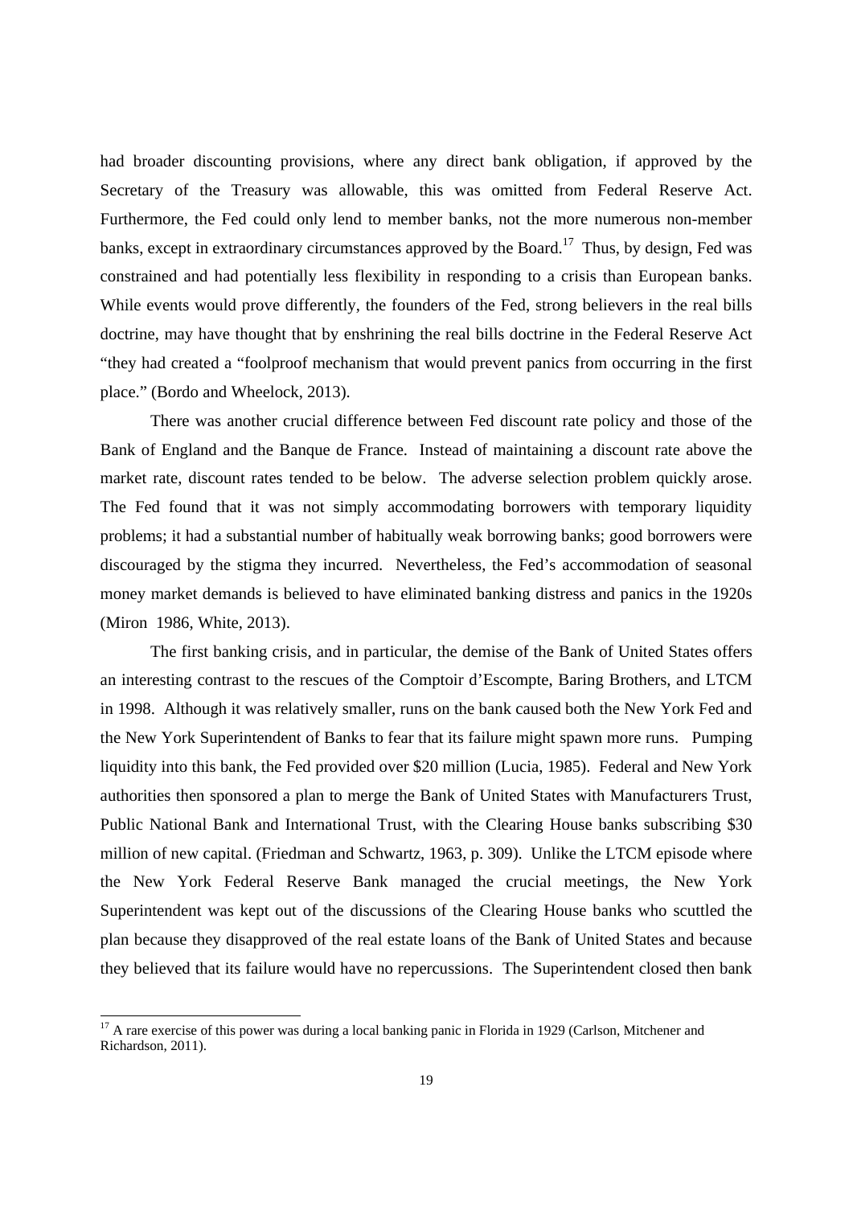had broader discounting provisions, where any direct bank obligation, if approved by the Secretary of the Treasury was allowable, this was omitted from Federal Reserve Act. Furthermore, the Fed could only lend to member banks, not the more numerous non-member banks, except in extraordinary circumstances approved by the Board.[17] Thus, by design, Fed was constrained and had potentially less flexibility in responding to a crisis than European banks. While events would prove differently, the founders of the Fed, strong believers in the real bills doctrine, may have thought that by enshrining the real bills doctrine in the Federal Reserve Act "they had created a "foolproof mechanism that would prevent panics from occurring in the first place." (Bordo and Wheelock, 2013).

There was another crucial difference between Fed discount rate policy and those of the Bank of England and the Banque de France. Instead of maintaining a discount rate above the market rate, discount rates tended to be below. The adverse selection problem quickly arose. The Fed found that it was not simply accommodating borrowers with temporary liquidity problems; it had a substantial number of habitually weak borrowing banks; good borrowers were discouraged by the stigma they incurred. Nevertheless, the Fed's accommodation of seasonal money market demands is believed to have eliminated banking distress and panics in the 1920s (Miron 1986, White, 2013).

The first banking crisis, and in particular, the demise of the Bank of United States offers an interesting contrast to the rescues of the Comptoir d'Escompte, Baring Brothers, and LTCM in 1998. Although it was relatively smaller, runs on the bank caused both the New York Fed and the New York Superintendent of Banks to fear that its failure might spawn more runs. Pumping liquidity into this bank, the Fed provided over $20 million (Lucia, 1985). Federal and New York authorities then sponsored a plan to merge the Bank of United States with Manufacturers Trust, Public National Bank and International Trust, with the Clearing House banks subscribing $30 million of new capital. (Friedman and Schwartz, 1963, p. 309). Unlike the LTCM episode where the New York Federal Reserve Bank managed the crucial meetings, the New York Superintendent was kept out of the discussions of the Clearing House banks who scuttled the plan because they disapproved of the real estate loans of the Bank of United States and because they believed that its failure would have no repercussions. The Superintendent closed then bank

[17] A rare exercise of this power was during a local banking panic in Florida in 1929 (Carlson, Mitchener and Richardson, 2011).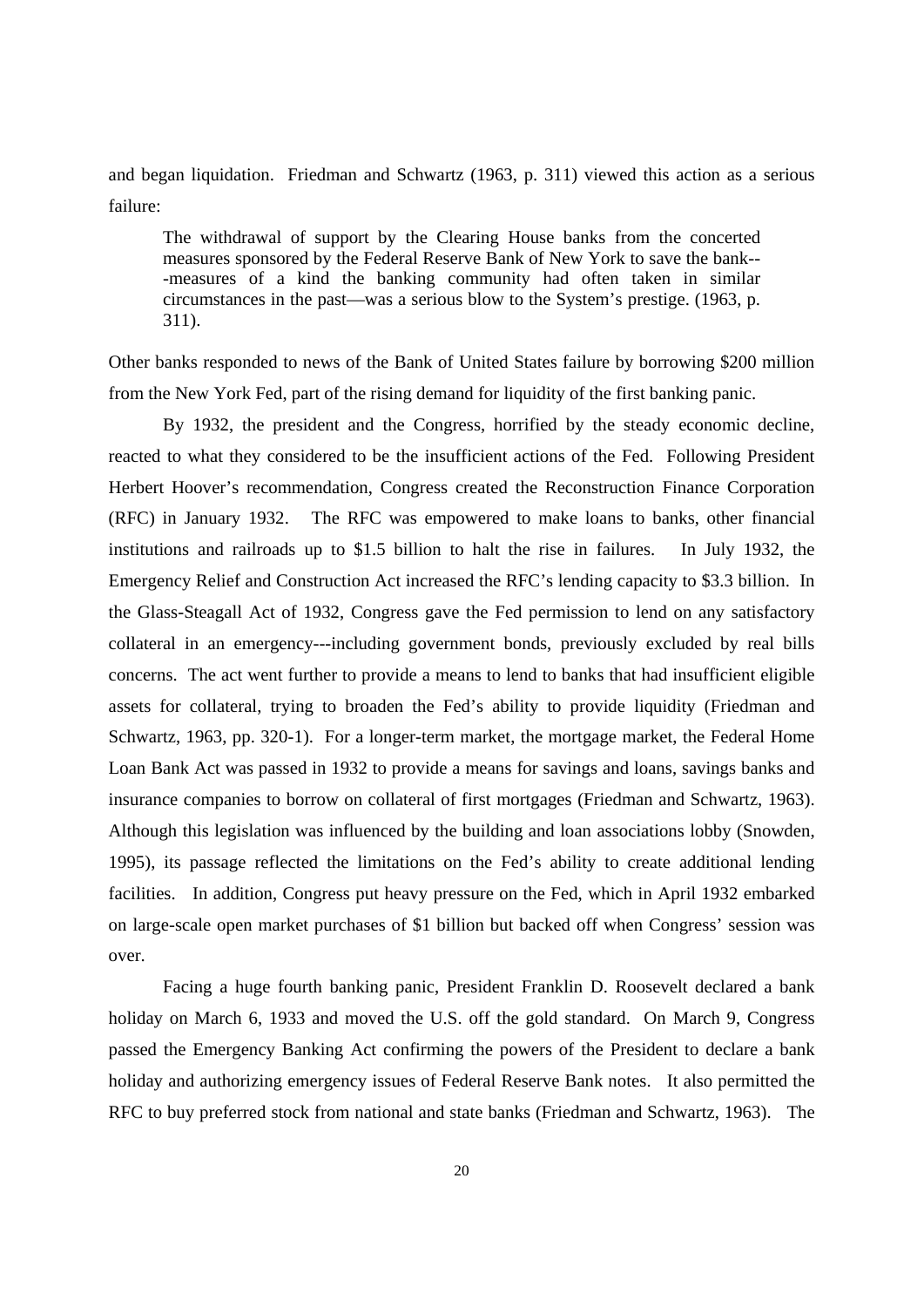and began liquidation. Friedman and Schwartz (1963, p. 311) viewed this action as a serious failure:

> The withdrawal of support by the Clearing House banks from the concerted measures sponsored by the Federal Reserve Bank of New York to save the bank---measures of a kind the banking community had often taken in similar circumstances in the past—was a serious blow to the System's prestige. (1963, p. 311).

Other banks responded to news of the Bank of United States failure by borrowing $200 million from the New York Fed, part of the rising demand for liquidity of the first banking panic.

By 1932, the president and the Congress, horrified by the steady economic decline, reacted to what they considered to be the insufficient actions of the Fed. Following President Herbert Hoover's recommendation, Congress created the Reconstruction Finance Corporation (RFC) in January 1932. The RFC was empowered to make loans to banks, other financial institutions and railroads up to $1.5 billion to halt the rise in failures. In July 1932, the Emergency Relief and Construction Act increased the RFC's lending capacity to $3.3 billion. In the Glass-Steagall Act of 1932, Congress gave the Fed permission to lend on any satisfactory collateral in an emergency---including government bonds, previously excluded by real bills concerns. The act went further to provide a means to lend to banks that had insufficient eligible assets for collateral, trying to broaden the Fed's ability to provide liquidity (Friedman and Schwartz, 1963, pp. 320-1). For a longer-term market, the mortgage market, the Federal Home Loan Bank Act was passed in 1932 to provide a means for savings and loans, savings banks and insurance companies to borrow on collateral of first mortgages (Friedman and Schwartz, 1963). Although this legislation was influenced by the building and loan associations lobby (Snowden, 1995), its passage reflected the limitations on the Fed's ability to create additional lending facilities. In addition, Congress put heavy pressure on the Fed, which in April 1932 embarked on large-scale open market purchases of $1 billion but backed off when Congress' session was over.

Facing a huge fourth banking panic, President Franklin D. Roosevelt declared a bank holiday on March 6, 1933 and moved the U.S. off the gold standard. On March 9, Congress passed the Emergency Banking Act confirming the powers of the President to declare a bank holiday and authorizing emergency issues of Federal Reserve Bank notes. It also permitted the RFC to buy preferred stock from national and state banks (Friedman and Schwartz, 1963). The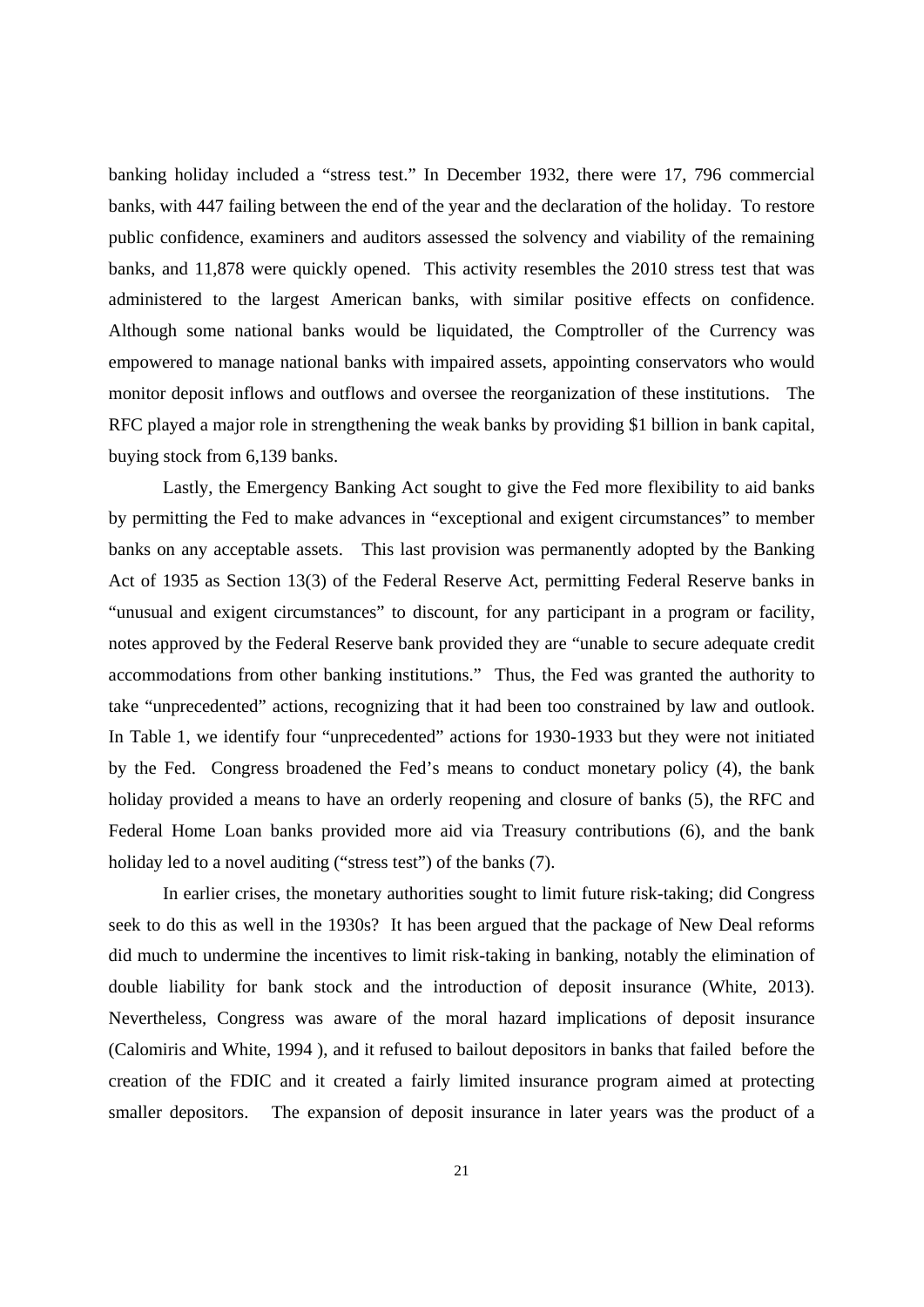banking holiday included a "stress test." In December 1932, there were 17, 796 commercial banks, with 447 failing between the end of the year and the declaration of the holiday. To restore public confidence, examiners and auditors assessed the solvency and viability of the remaining banks, and 11,878 were quickly opened. This activity resembles the 2010 stress test that was administered to the largest American banks, with similar positive effects on confidence. Although some national banks would be liquidated, the Comptroller of the Currency was empowered to manage national banks with impaired assets, appointing conservators who would monitor deposit inflows and outflows and oversee the reorganization of these institutions. The RFC played a major role in strengthening the weak banks by providing $1 billion in bank capital, buying stock from 6,139 banks.

Lastly, the Emergency Banking Act sought to give the Fed more flexibility to aid banks by permitting the Fed to make advances in "exceptional and exigent circumstances" to member banks on any acceptable assets. This last provision was permanently adopted by the Banking Act of 1935 as Section 13(3) of the Federal Reserve Act, permitting Federal Reserve banks in "unusual and exigent circumstances" to discount, for any participant in a program or facility, notes approved by the Federal Reserve bank provided they are "unable to secure adequate credit accommodations from other banking institutions." Thus, the Fed was granted the authority to take "unprecedented" actions, recognizing that it had been too constrained by law and outlook. In Table 1, we identify four "unprecedented" actions for 1930-1933 but they were not initiated by the Fed. Congress broadened the Fed's means to conduct monetary policy (4), the bank holiday provided a means to have an orderly reopening and closure of banks (5), the RFC and Federal Home Loan banks provided more aid via Treasury contributions (6), and the bank holiday led to a novel auditing ("stress test") of the banks (7).

In earlier crises, the monetary authorities sought to limit future risk-taking; did Congress seek to do this as well in the 1930s? It has been argued that the package of New Deal reforms did much to undermine the incentives to limit risk-taking in banking, notably the elimination of double liability for bank stock and the introduction of deposit insurance (White, 2013). Nevertheless, Congress was aware of the moral hazard implications of deposit insurance (Calomiris and White, 1994 ), and it refused to bailout depositors in banks that failed before the creation of the FDIC and it created a fairly limited insurance program aimed at protecting smaller depositors. The expansion of deposit insurance in later years was the product of a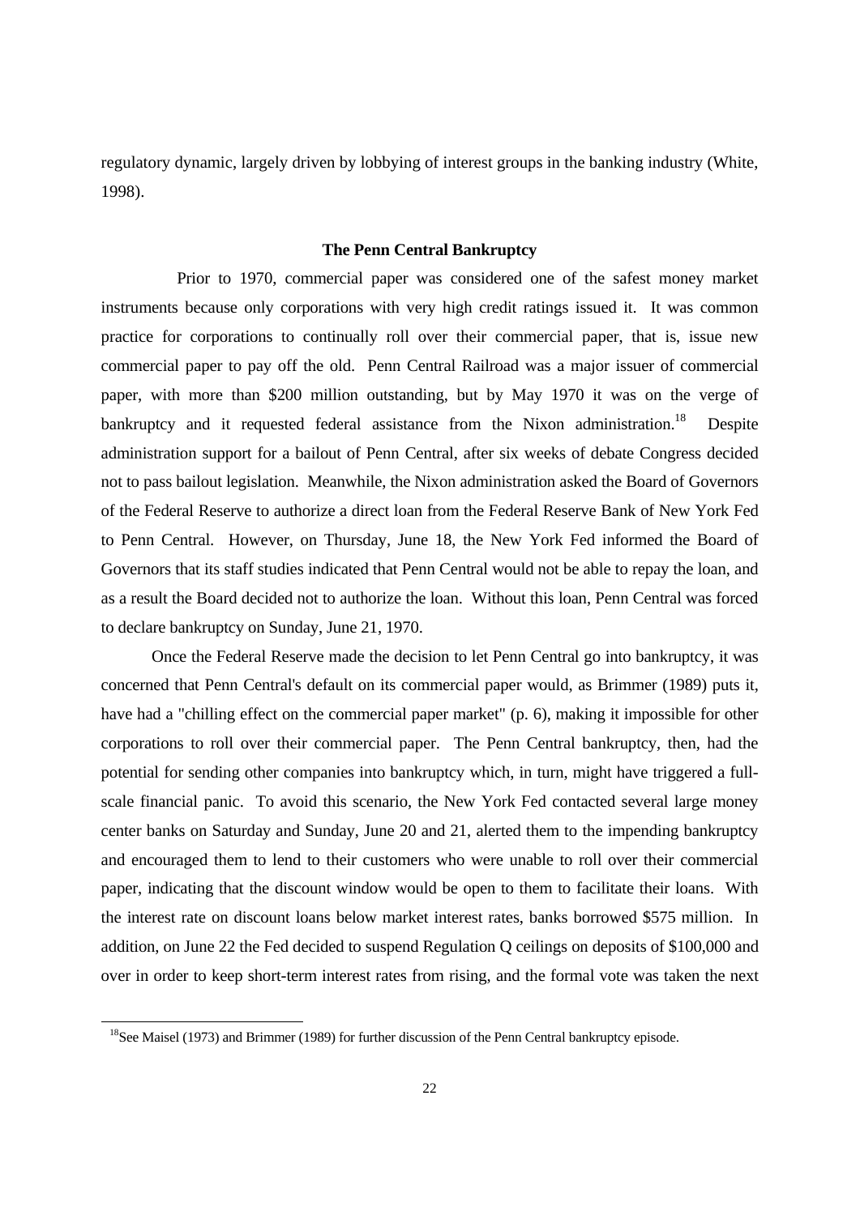regulatory dynamic, largely driven by lobbying of interest groups in the banking industry (White, 1998).

### The Penn Central Bankruptcy

Prior to 1970, commercial paper was considered one of the safest money market instruments because only corporations with very high credit ratings issued it. It was common practice for corporations to continually roll over their commercial paper, that is, issue new commercial paper to pay off the old. Penn Central Railroad was a major issuer of commercial paper, with more than $200 million outstanding, but by May 1970 it was on the verge of bankruptcy and it requested federal assistance from the Nixon administration.[18] Despite administration support for a bailout of Penn Central, after six weeks of debate Congress decided not to pass bailout legislation. Meanwhile, the Nixon administration asked the Board of Governors of the Federal Reserve to authorize a direct loan from the Federal Reserve Bank of New York Fed to Penn Central. However, on Thursday, June 18, the New York Fed informed the Board of Governors that its staff studies indicated that Penn Central would not be able to repay the loan, and as a result the Board decided not to authorize the loan. Without this loan, Penn Central was forced to declare bankruptcy on Sunday, June 21, 1970.

Once the Federal Reserve made the decision to let Penn Central go into bankruptcy, it was concerned that Penn Central's default on its commercial paper would, as Brimmer (1989) puts it, have had a "chilling effect on the commercial paper market" (p. 6), making it impossible for other corporations to roll over their commercial paper. The Penn Central bankruptcy, then, had the potential for sending other companies into bankruptcy which, in turn, might have triggered a full-scale financial panic. To avoid this scenario, the New York Fed contacted several large money center banks on Saturday and Sunday, June 20 and 21, alerted them to the impending bankruptcy and encouraged them to lend to their customers who were unable to roll over their commercial paper, indicating that the discount window would be open to them to facilitate their loans. With the interest rate on discount loans below market interest rates, banks borrowed $575 million. In addition, on June 22 the Fed decided to suspend Regulation Q ceilings on deposits of $100,000 and over in order to keep short-term interest rates from rising, and the formal vote was taken the next

[18] See Maisel (1973) and Brimmer (1989) for further discussion of the Penn Central bankruptcy episode.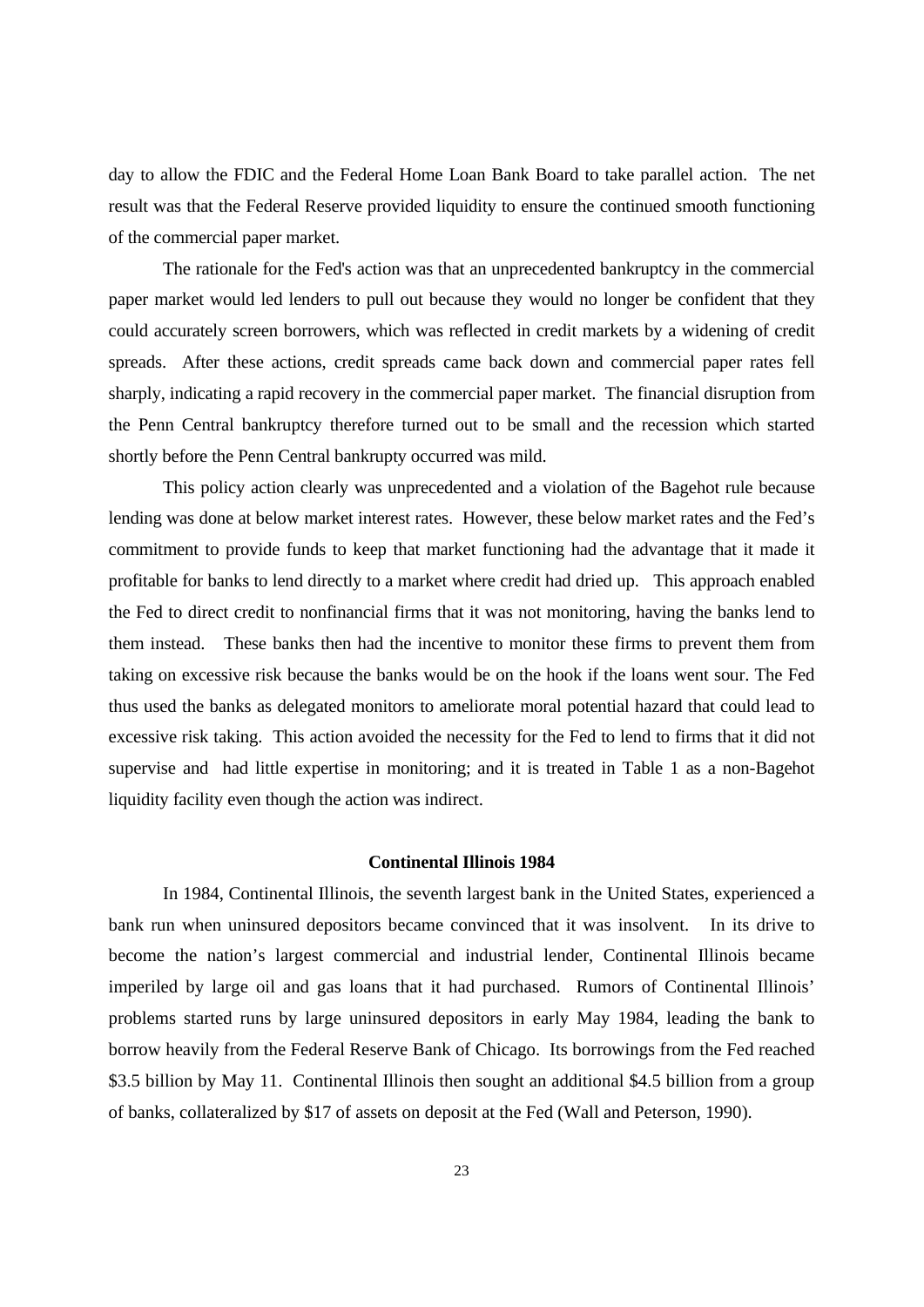day to allow the FDIC and the Federal Home Loan Bank Board to take parallel action. The net result was that the Federal Reserve provided liquidity to ensure the continued smooth functioning of the commercial paper market.

The rationale for the Fed's action was that an unprecedented bankruptcy in the commercial paper market would led lenders to pull out because they would no longer be confident that they could accurately screen borrowers, which was reflected in credit markets by a widening of credit spreads. After these actions, credit spreads came back down and commercial paper rates fell sharply, indicating a rapid recovery in the commercial paper market. The financial disruption from the Penn Central bankruptcy therefore turned out to be small and the recession which started shortly before the Penn Central bankrupty occurred was mild.

This policy action clearly was unprecedented and a violation of the Bagehot rule because lending was done at below market interest rates. However, these below market rates and the Fed's commitment to provide funds to keep that market functioning had the advantage that it made it profitable for banks to lend directly to a market where credit had dried up. This approach enabled the Fed to direct credit to nonfinancial firms that it was not monitoring, having the banks lend to them instead. These banks then had the incentive to monitor these firms to prevent them from taking on excessive risk because the banks would be on the hook if the loans went sour. The Fed thus used the banks as delegated monitors to ameliorate moral potential hazard that could lead to excessive risk taking. This action avoided the necessity for the Fed to lend to firms that it did not supervise and had little expertise in monitoring; and it is treated in Table 1 as a non-Bagehot liquidity facility even though the action was indirect.

**Continental Illinois 1984**

In 1984, Continental Illinois, the seventh largest bank in the United States, experienced a bank run when uninsured depositors became convinced that it was insolvent. In its drive to become the nation's largest commercial and industrial lender, Continental Illinois became imperiled by large oil and gas loans that it had purchased. Rumors of Continental Illinois' problems started runs by large uninsured depositors in early May 1984, leading the bank to borrow heavily from the Federal Reserve Bank of Chicago. Its borrowings from the Fed reached \$3.5 billion by May 11. Continental Illinois then sought an additional \$4.5 billion from a group of banks, collateralized by \$17 of assets on deposit at the Fed (Wall and Peterson, 1990).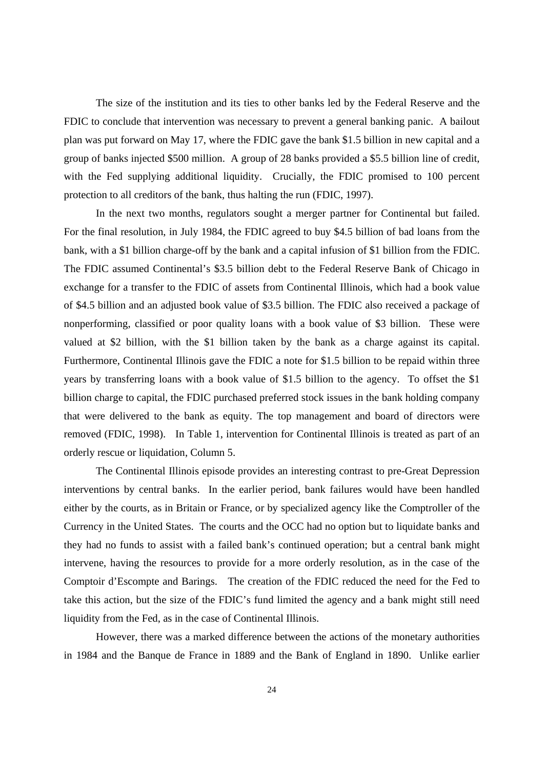The size of the institution and its ties to other banks led by the Federal Reserve and the FDIC to conclude that intervention was necessary to prevent a general banking panic. A bailout plan was put forward on May 17, where the FDIC gave the bank $1.5 billion in new capital and a group of banks injected $500 million. A group of 28 banks provided a $5.5 billion line of credit, with the Fed supplying additional liquidity. Crucially, the FDIC promised to 100 percent protection to all creditors of the bank, thus halting the run (FDIC, 1997).

In the next two months, regulators sought a merger partner for Continental but failed. For the final resolution, in July 1984, the FDIC agreed to buy $4.5 billion of bad loans from the bank, with a $1 billion charge-off by the bank and a capital infusion of $1 billion from the FDIC. The FDIC assumed Continental's $3.5 billion debt to the Federal Reserve Bank of Chicago in exchange for a transfer to the FDIC of assets from Continental Illinois, which had a book value of $4.5 billion and an adjusted book value of $3.5 billion. The FDIC also received a package of nonperforming, classified or poor quality loans with a book value of $3 billion. These were valued at $2 billion, with the $1 billion taken by the bank as a charge against its capital. Furthermore, Continental Illinois gave the FDIC a note for $1.5 billion to be repaid within three years by transferring loans with a book value of $1.5 billion to the agency. To offset the $1 billion charge to capital, the FDIC purchased preferred stock issues in the bank holding company that were delivered to the bank as equity. The top management and board of directors were removed (FDIC, 1998). In Table 1, intervention for Continental Illinois is treated as part of an orderly rescue or liquidation, Column 5.

The Continental Illinois episode provides an interesting contrast to pre-Great Depression interventions by central banks. In the earlier period, bank failures would have been handled either by the courts, as in Britain or France, or by specialized agency like the Comptroller of the Currency in the United States. The courts and the OCC had no option but to liquidate banks and they had no funds to assist with a failed bank's continued operation; but a central bank might intervene, having the resources to provide for a more orderly resolution, as in the case of the Comptoir d'Escompte and Barings. The creation of the FDIC reduced the need for the Fed to take this action, but the size of the FDIC's fund limited the agency and a bank might still need liquidity from the Fed, as in the case of Continental Illinois.

However, there was a marked difference between the actions of the monetary authorities in 1984 and the Banque de France in 1889 and the Bank of England in 1890. Unlike earlier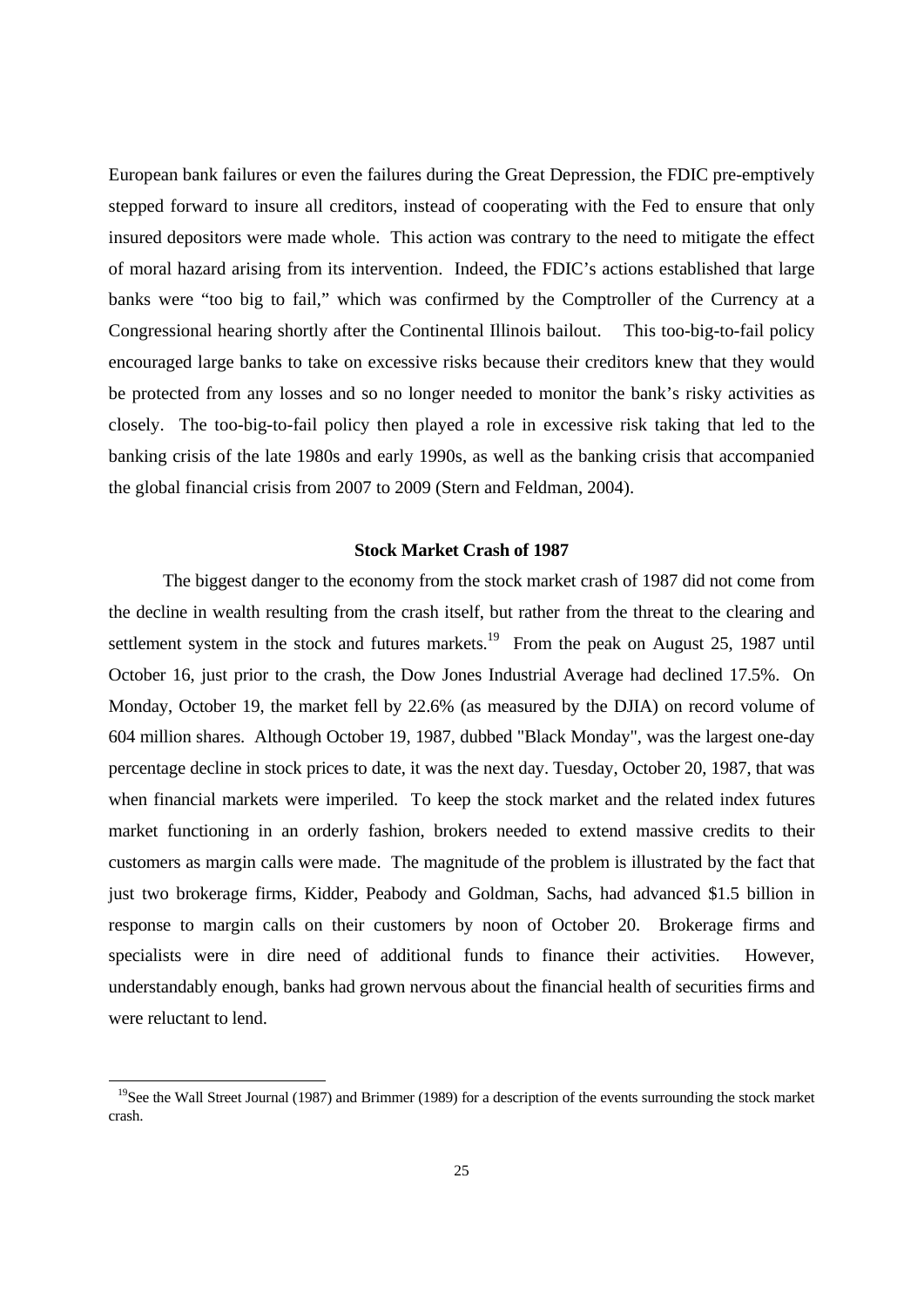European bank failures or even the failures during the Great Depression, the FDIC pre-emptively stepped forward to insure all creditors, instead of cooperating with the Fed to ensure that only insured depositors were made whole. This action was contrary to the need to mitigate the effect of moral hazard arising from its intervention. Indeed, the FDIC's actions established that large banks were "too big to fail," which was confirmed by the Comptroller of the Currency at a Congressional hearing shortly after the Continental Illinois bailout. This too-big-to-fail policy encouraged large banks to take on excessive risks because their creditors knew that they would be protected from any losses and so no longer needed to monitor the bank's risky activities as closely. The too-big-to-fail policy then played a role in excessive risk taking that led to the banking crisis of the late 1980s and early 1990s, as well as the banking crisis that accompanied the global financial crisis from 2007 to 2009 (Stern and Feldman, 2004).

### Stock Market Crash of 1987

The biggest danger to the economy from the stock market crash of 1987 did not come from the decline in wealth resulting from the crash itself, but rather from the threat to the clearing and settlement system in the stock and futures markets.[19] From the peak on August 25, 1987 until October 16, just prior to the crash, the Dow Jones Industrial Average had declined 17.5%. On Monday, October 19, the market fell by 22.6% (as measured by the DJIA) on record volume of 604 million shares. Although October 19, 1987, dubbed "Black Monday", was the largest one-day percentage decline in stock prices to date, it was the next day. Tuesday, October 20, 1987, that was when financial markets were imperiled. To keep the stock market and the related index futures market functioning in an orderly fashion, brokers needed to extend massive credits to their customers as margin calls were made. The magnitude of the problem is illustrated by the fact that just two brokerage firms, Kidder, Peabody and Goldman, Sachs, had advanced $1.5 billion in response to margin calls on their customers by noon of October 20. Brokerage firms and specialists were in dire need of additional funds to finance their activities. However, understandably enough, banks had grown nervous about the financial health of securities firms and were reluctant to lend.

[19] See the Wall Street Journal (1987) and Brimmer (1989) for a description of the events surrounding the stock market crash.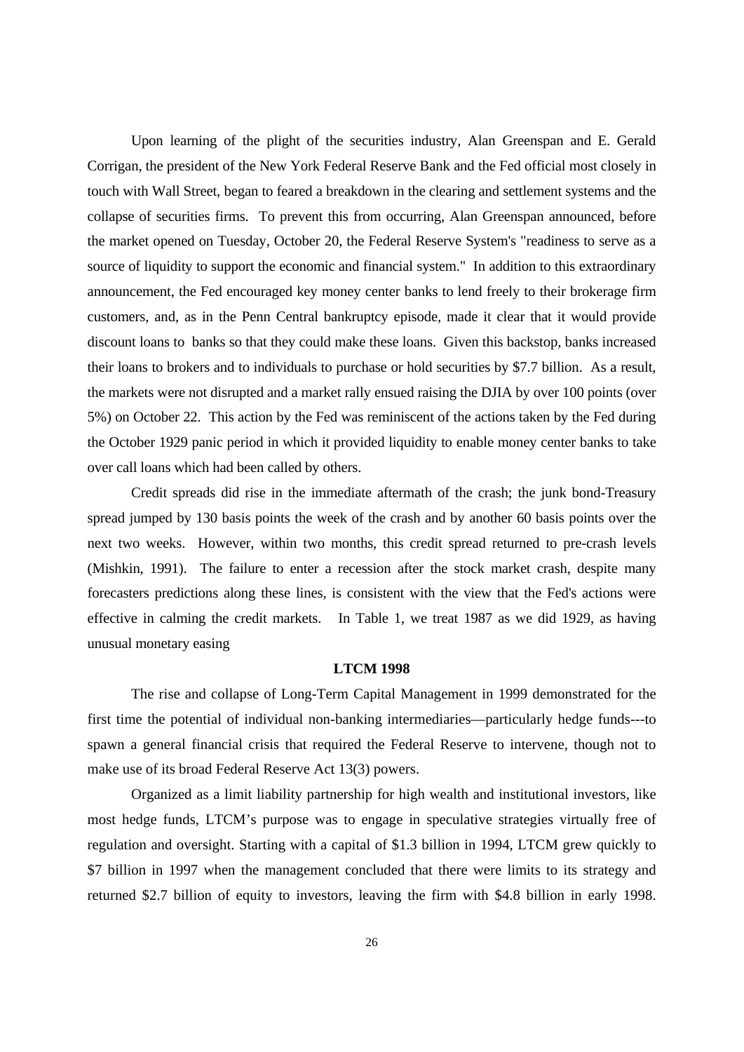Upon learning of the plight of the securities industry, Alan Greenspan and E. Gerald Corrigan, the president of the New York Federal Reserve Bank and the Fed official most closely in touch with Wall Street, began to feared a breakdown in the clearing and settlement systems and the collapse of securities firms. To prevent this from occurring, Alan Greenspan announced, before the market opened on Tuesday, October 20, the Federal Reserve System's "readiness to serve as a source of liquidity to support the economic and financial system." In addition to this extraordinary announcement, the Fed encouraged key money center banks to lend freely to their brokerage firm customers, and, as in the Penn Central bankruptcy episode, made it clear that it would provide discount loans to banks so that they could make these loans. Given this backstop, banks increased their loans to brokers and to individuals to purchase or hold securities by $7.7 billion. As a result, the markets were not disrupted and a market rally ensued raising the DJIA by over 100 points (over 5%) on October 22. This action by the Fed was reminiscent of the actions taken by the Fed during the October 1929 panic period in which it provided liquidity to enable money center banks to take over call loans which had been called by others.

Credit spreads did rise in the immediate aftermath of the crash; the junk bond-Treasury spread jumped by 130 basis points the week of the crash and by another 60 basis points over the next two weeks. However, within two months, this credit spread returned to pre-crash levels (Mishkin, 1991). The failure to enter a recession after the stock market crash, despite many forecasters predictions along these lines, is consistent with the view that the Fed's actions were effective in calming the credit markets. In Table 1, we treat 1987 as we did 1929, as having unusual monetary easing

### LTCM 1998

The rise and collapse of Long-Term Capital Management in 1999 demonstrated for the first time the potential of individual non-banking intermediaries—particularly hedge funds---to spawn a general financial crisis that required the Federal Reserve to intervene, though not to make use of its broad Federal Reserve Act 13(3) powers.

Organized as a limit liability partnership for high wealth and institutional investors, like most hedge funds, LTCM's purpose was to engage in speculative strategies virtually free of regulation and oversight. Starting with a capital of $1.3 billion in 1994, LTCM grew quickly to $7 billion in 1997 when the management concluded that there were limits to its strategy and returned $2.7 billion of equity to investors, leaving the firm with $4.8 billion in early 1998.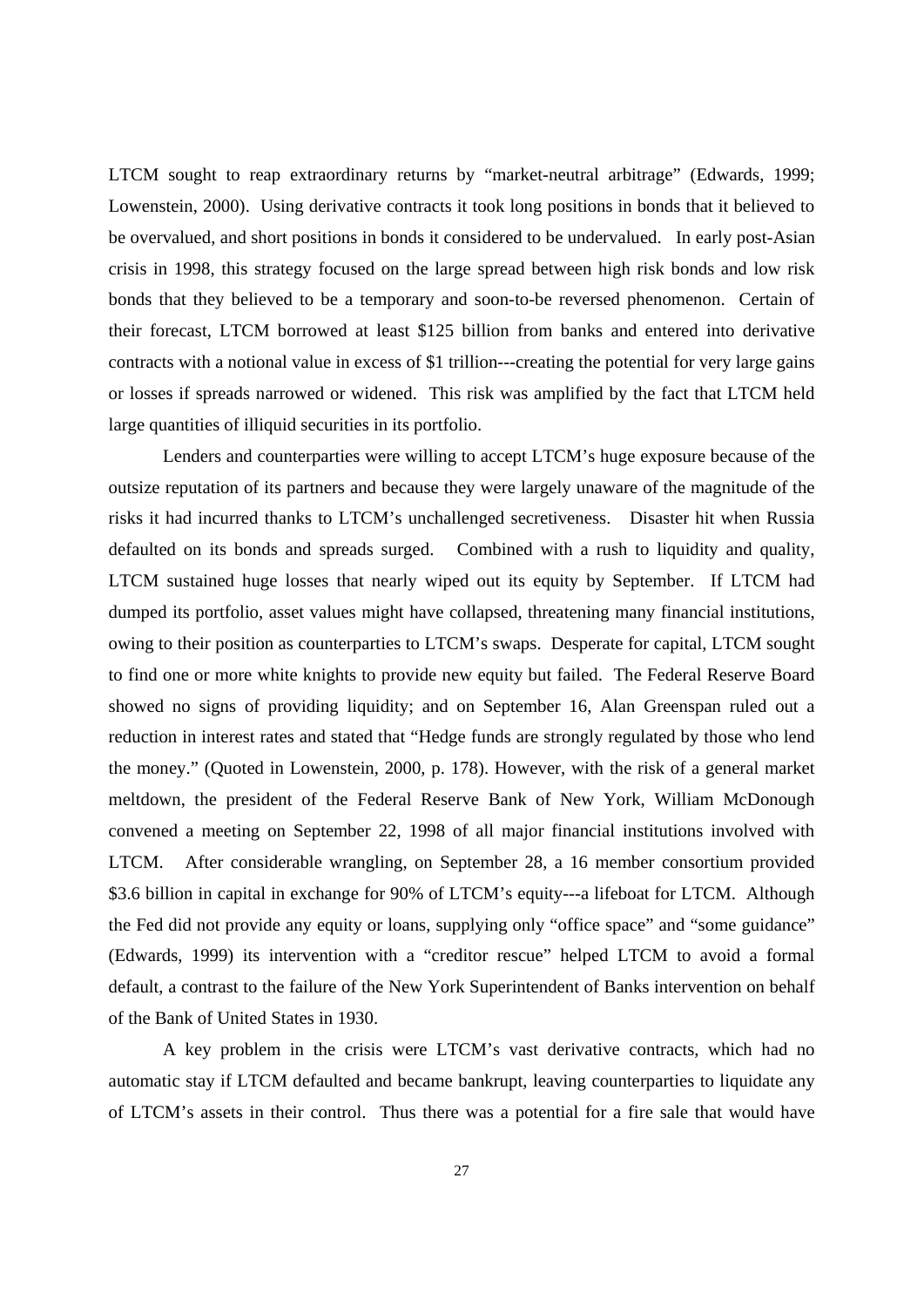LTCM sought to reap extraordinary returns by "market-neutral arbitrage" (Edwards, 1999; Lowenstein, 2000). Using derivative contracts it took long positions in bonds that it believed to be overvalued, and short positions in bonds it considered to be undervalued. In early post-Asian crisis in 1998, this strategy focused on the large spread between high risk bonds and low risk bonds that they believed to be a temporary and soon-to-be reversed phenomenon. Certain of their forecast, LTCM borrowed at least \$125 billion from banks and entered into derivative contracts with a notional value in excess of \$1 trillion---creating the potential for very large gains or losses if spreads narrowed or widened. This risk was amplified by the fact that LTCM held large quantities of illiquid securities in its portfolio.

Lenders and counterparties were willing to accept LTCM's huge exposure because of the outsize reputation of its partners and because they were largely unaware of the magnitude of the risks it had incurred thanks to LTCM's unchallenged secretiveness. Disaster hit when Russia defaulted on its bonds and spreads surged. Combined with a rush to liquidity and quality, LTCM sustained huge losses that nearly wiped out its equity by September. If LTCM had dumped its portfolio, asset values might have collapsed, threatening many financial institutions, owing to their position as counterparties to LTCM's swaps. Desperate for capital, LTCM sought to find one or more white knights to provide new equity but failed. The Federal Reserve Board showed no signs of providing liquidity; and on September 16, Alan Greenspan ruled out a reduction in interest rates and stated that "Hedge funds are strongly regulated by those who lend the money." (Quoted in Lowenstein, 2000, p. 178). However, with the risk of a general market meltdown, the president of the Federal Reserve Bank of New York, William McDonough convened a meeting on September 22, 1998 of all major financial institutions involved with LTCM. After considerable wrangling, on September 28, a 16 member consortium provided \$3.6 billion in capital in exchange for 90% of LTCM's equity---a lifeboat for LTCM. Although the Fed did not provide any equity or loans, supplying only "office space" and "some guidance" (Edwards, 1999) its intervention with a "creditor rescue" helped LTCM to avoid a formal default, a contrast to the failure of the New York Superintendent of Banks intervention on behalf of the Bank of United States in 1930.

A key problem in the crisis were LTCM's vast derivative contracts, which had no automatic stay if LTCM defaulted and became bankrupt, leaving counterparties to liquidate any of LTCM's assets in their control. Thus there was a potential for a fire sale that would have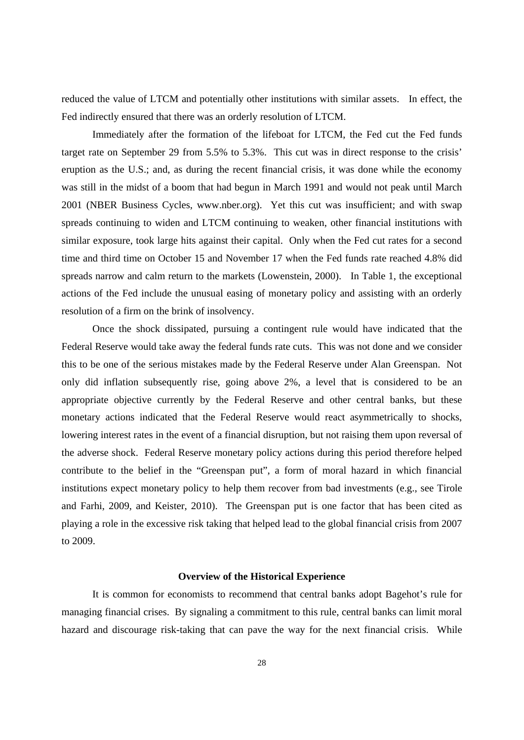reduced the value of LTCM and potentially other institutions with similar assets. In effect, the Fed indirectly ensured that there was an orderly resolution of LTCM.

Immediately after the formation of the lifeboat for LTCM, the Fed cut the Fed funds target rate on September 29 from 5.5% to 5.3%. This cut was in direct response to the crisis' eruption as the U.S.; and, as during the recent financial crisis, it was done while the economy was still in the midst of a boom that had begun in March 1991 and would not peak until March 2001 (NBER Business Cycles, www.nber.org). Yet this cut was insufficient; and with swap spreads continuing to widen and LTCM continuing to weaken, other financial institutions with similar exposure, took large hits against their capital. Only when the Fed cut rates for a second time and third time on October 15 and November 17 when the Fed funds rate reached 4.8% did spreads narrow and calm return to the markets (Lowenstein, 2000). In Table 1, the exceptional actions of the Fed include the unusual easing of monetary policy and assisting with an orderly resolution of a firm on the brink of insolvency.

Once the shock dissipated, pursuing a contingent rule would have indicated that the Federal Reserve would take away the federal funds rate cuts. This was not done and we consider this to be one of the serious mistakes made by the Federal Reserve under Alan Greenspan. Not only did inflation subsequently rise, going above 2%, a level that is considered to be an appropriate objective currently by the Federal Reserve and other central banks, but these monetary actions indicated that the Federal Reserve would react asymmetrically to shocks, lowering interest rates in the event of a financial disruption, but not raising them upon reversal of the adverse shock. Federal Reserve monetary policy actions during this period therefore helped contribute to the belief in the "Greenspan put", a form of moral hazard in which financial institutions expect monetary policy to help them recover from bad investments (e.g., see Tirole and Farhi, 2009, and Keister, 2010). The Greenspan put is one factor that has been cited as playing a role in the excessive risk taking that helped lead to the global financial crisis from 2007 to 2009.

### Overview of the Historical Experience

It is common for economists to recommend that central banks adopt Bagehot's rule for managing financial crises. By signaling a commitment to this rule, central banks can limit moral hazard and discourage risk-taking that can pave the way for the next financial crisis. While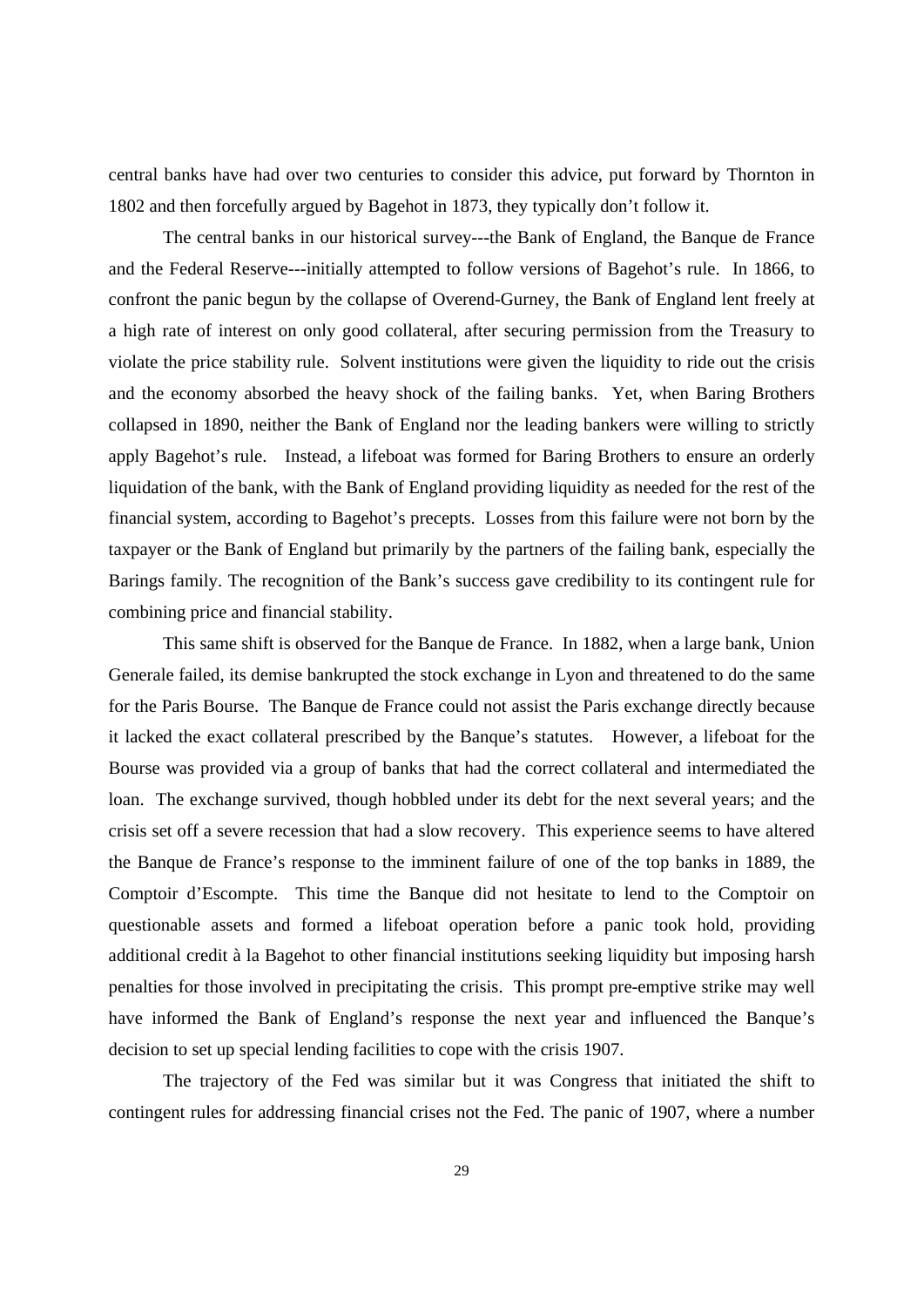central banks have had over two centuries to consider this advice, put forward by Thornton in 1802 and then forcefully argued by Bagehot in 1873, they typically don't follow it.

The central banks in our historical survey---the Bank of England, the Banque de France and the Federal Reserve---initially attempted to follow versions of Bagehot's rule. In 1866, to confront the panic begun by the collapse of Overend-Gurney, the Bank of England lent freely at a high rate of interest on only good collateral, after securing permission from the Treasury to violate the price stability rule. Solvent institutions were given the liquidity to ride out the crisis and the economy absorbed the heavy shock of the failing banks. Yet, when Baring Brothers collapsed in 1890, neither the Bank of England nor the leading bankers were willing to strictly apply Bagehot's rule. Instead, a lifeboat was formed for Baring Brothers to ensure an orderly liquidation of the bank, with the Bank of England providing liquidity as needed for the rest of the financial system, according to Bagehot's precepts. Losses from this failure were not born by the taxpayer or the Bank of England but primarily by the partners of the failing bank, especially the Barings family. The recognition of the Bank's success gave credibility to its contingent rule for combining price and financial stability.

This same shift is observed for the Banque de France. In 1882, when a large bank, Union Generale failed, its demise bankrupted the stock exchange in Lyon and threatened to do the same for the Paris Bourse. The Banque de France could not assist the Paris exchange directly because it lacked the exact collateral prescribed by the Banque's statutes. However, a lifeboat for the Bourse was provided via a group of banks that had the correct collateral and intermediated the loan. The exchange survived, though hobbled under its debt for the next several years; and the crisis set off a severe recession that had a slow recovery. This experience seems to have altered the Banque de France's response to the imminent failure of one of the top banks in 1889, the Comptoir d'Escompte. This time the Banque did not hesitate to lend to the Comptoir on questionable assets and formed a lifeboat operation before a panic took hold, providing additional credit à la Bagehot to other financial institutions seeking liquidity but imposing harsh penalties for those involved in precipitating the crisis. This prompt pre-emptive strike may well have informed the Bank of England's response the next year and influenced the Banque's decision to set up special lending facilities to cope with the crisis 1907.

The trajectory of the Fed was similar but it was Congress that initiated the shift to contingent rules for addressing financial crises not the Fed. The panic of 1907, where a number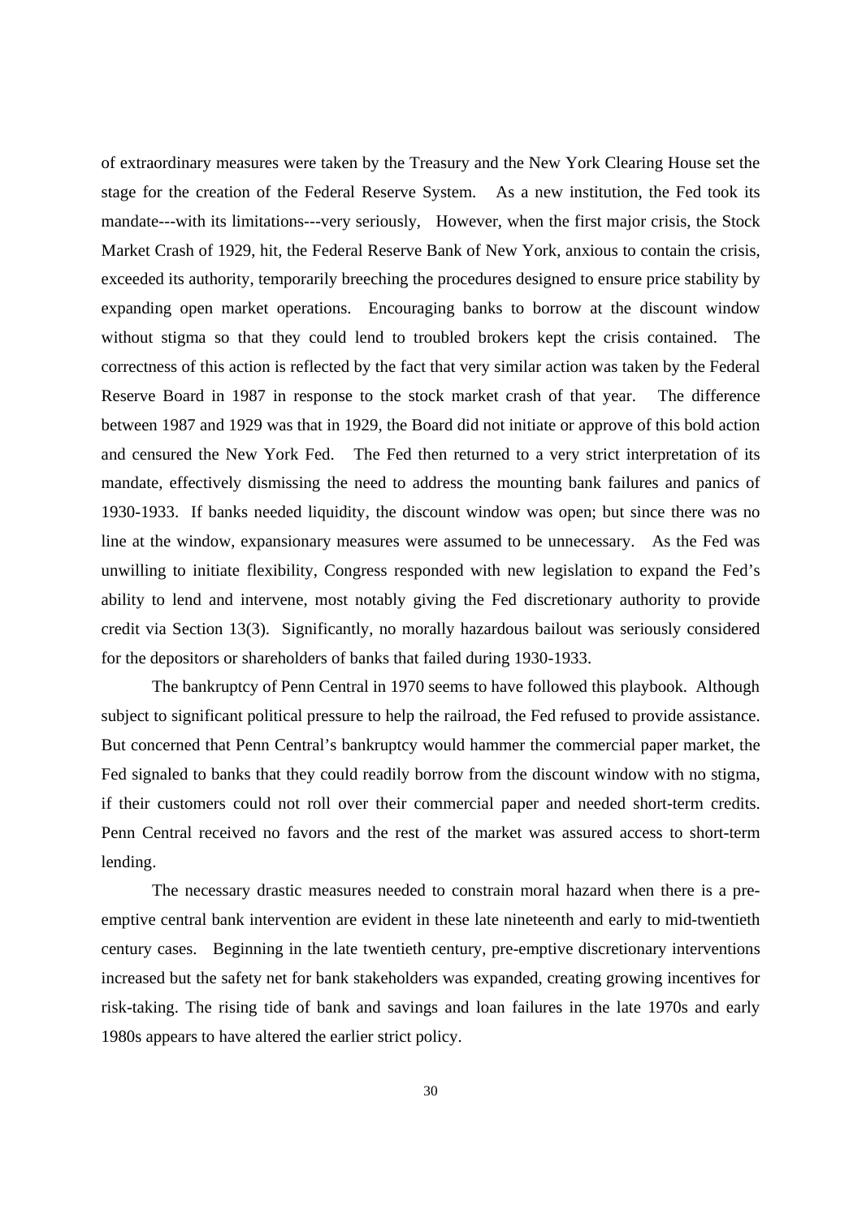of extraordinary measures were taken by the Treasury and the New York Clearing House set the stage for the creation of the Federal Reserve System. As a new institution, the Fed took its mandate---with its limitations---very seriously, However, when the first major crisis, the Stock Market Crash of 1929, hit, the Federal Reserve Bank of New York, anxious to contain the crisis, exceeded its authority, temporarily breeching the procedures designed to ensure price stability by expanding open market operations. Encouraging banks to borrow at the discount window without stigma so that they could lend to troubled brokers kept the crisis contained. The correctness of this action is reflected by the fact that very similar action was taken by the Federal Reserve Board in 1987 in response to the stock market crash of that year. The difference between 1987 and 1929 was that in 1929, the Board did not initiate or approve of this bold action and censured the New York Fed. The Fed then returned to a very strict interpretation of its mandate, effectively dismissing the need to address the mounting bank failures and panics of 1930-1933. If banks needed liquidity, the discount window was open; but since there was no line at the window, expansionary measures were assumed to be unnecessary. As the Fed was unwilling to initiate flexibility, Congress responded with new legislation to expand the Fed's ability to lend and intervene, most notably giving the Fed discretionary authority to provide credit via Section 13(3). Significantly, no morally hazardous bailout was seriously considered for the depositors or shareholders of banks that failed during 1930-1933.

The bankruptcy of Penn Central in 1970 seems to have followed this playbook. Although subject to significant political pressure to help the railroad, the Fed refused to provide assistance. But concerned that Penn Central's bankruptcy would hammer the commercial paper market, the Fed signaled to banks that they could readily borrow from the discount window with no stigma, if their customers could not roll over their commercial paper and needed short-term credits. Penn Central received no favors and the rest of the market was assured access to short-term lending.

The necessary drastic measures needed to constrain moral hazard when there is a pre-emptive central bank intervention are evident in these late nineteenth and early to mid-twentieth century cases. Beginning in the late twentieth century, pre-emptive discretionary interventions increased but the safety net for bank stakeholders was expanded, creating growing incentives for risk-taking. The rising tide of bank and savings and loan failures in the late 1970s and early 1980s appears to have altered the earlier strict policy.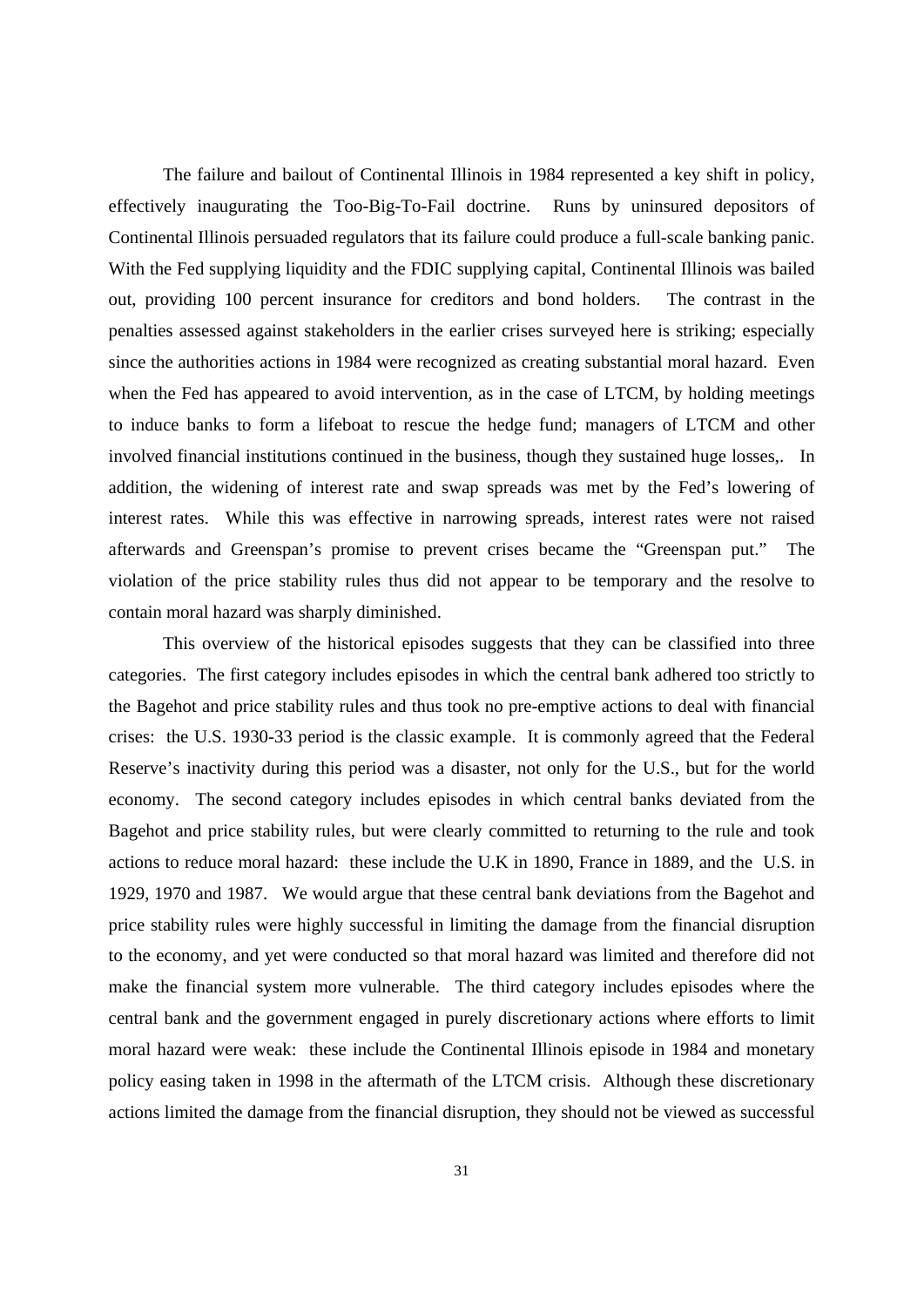The failure and bailout of Continental Illinois in 1984 represented a key shift in policy, effectively inaugurating the Too-Big-To-Fail doctrine. Runs by uninsured depositors of Continental Illinois persuaded regulators that its failure could produce a full-scale banking panic. With the Fed supplying liquidity and the FDIC supplying capital, Continental Illinois was bailed out, providing 100 percent insurance for creditors and bond holders. The contrast in the penalties assessed against stakeholders in the earlier crises surveyed here is striking; especially since the authorities actions in 1984 were recognized as creating substantial moral hazard. Even when the Fed has appeared to avoid intervention, as in the case of LTCM, by holding meetings to induce banks to form a lifeboat to rescue the hedge fund; managers of LTCM and other involved financial institutions continued in the business, though they sustained huge losses,. In addition, the widening of interest rate and swap spreads was met by the Fed's lowering of interest rates. While this was effective in narrowing spreads, interest rates were not raised afterwards and Greenspan's promise to prevent crises became the "Greenspan put." The violation of the price stability rules thus did not appear to be temporary and the resolve to contain moral hazard was sharply diminished.

This overview of the historical episodes suggests that they can be classified into three categories. The first category includes episodes in which the central bank adhered too strictly to the Bagehot and price stability rules and thus took no pre-emptive actions to deal with financial crises: the U.S. 1930-33 period is the classic example. It is commonly agreed that the Federal Reserve's inactivity during this period was a disaster, not only for the U.S., but for the world economy. The second category includes episodes in which central banks deviated from the Bagehot and price stability rules, but were clearly committed to returning to the rule and took actions to reduce moral hazard: these include the U.K in 1890, France in 1889, and the U.S. in 1929, 1970 and 1987. We would argue that these central bank deviations from the Bagehot and price stability rules were highly successful in limiting the damage from the financial disruption to the economy, and yet were conducted so that moral hazard was limited and therefore did not make the financial system more vulnerable. The third category includes episodes where the central bank and the government engaged in purely discretionary actions where efforts to limit moral hazard were weak: these include the Continental Illinois episode in 1984 and monetary policy easing taken in 1998 in the aftermath of the LTCM crisis. Although these discretionary actions limited the damage from the financial disruption, they should not be viewed as successful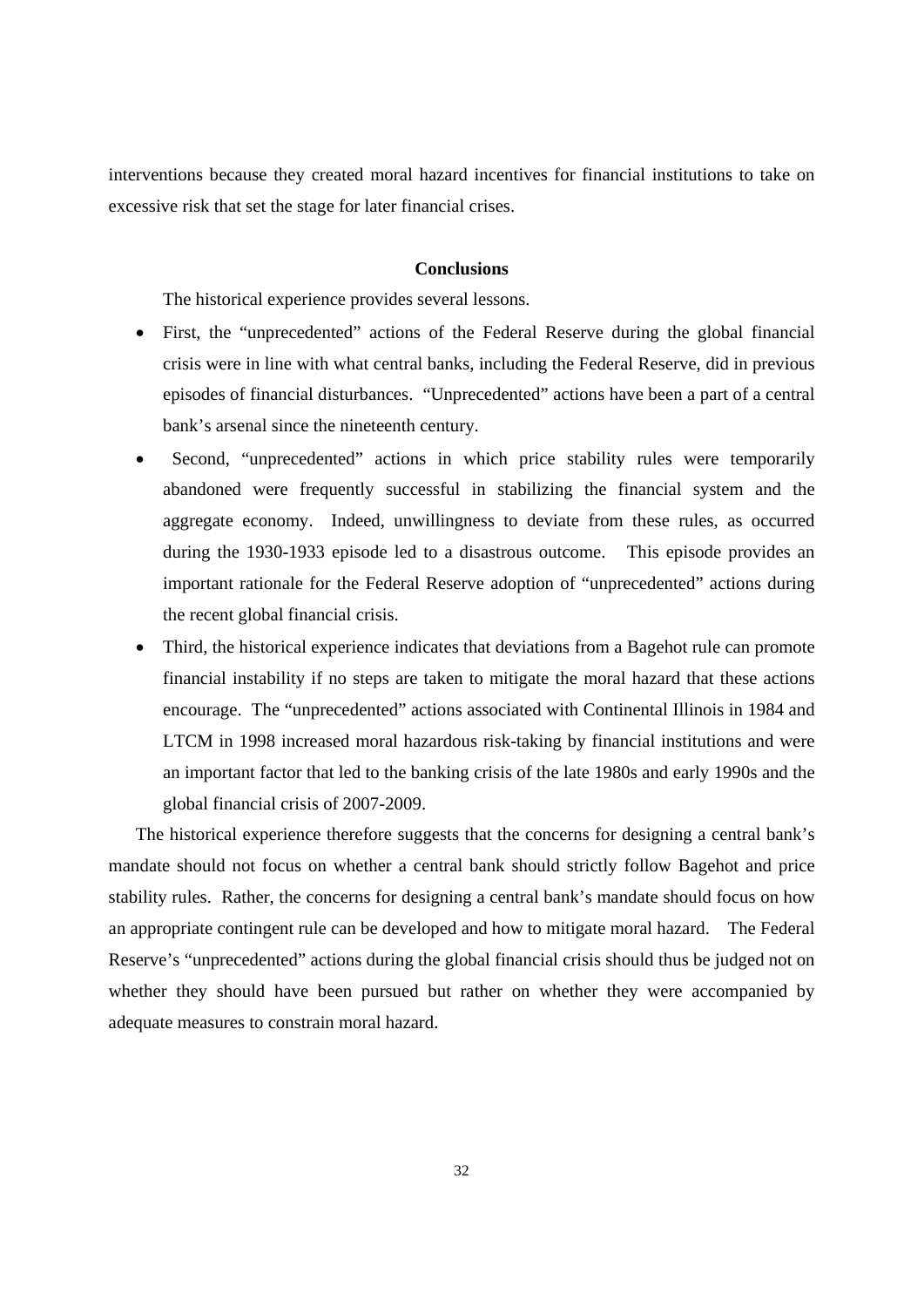interventions because they created moral hazard incentives for financial institutions to take on excessive risk that set the stage for later financial crises.

## Conclusions

The historical experience provides several lessons.

- First, the "unprecedented" actions of the Federal Reserve during the global financial crisis were in line with what central banks, including the Federal Reserve, did in previous episodes of financial disturbances. "Unprecedented" actions have been a part of a central bank's arsenal since the nineteenth century.
- Second, "unprecedented" actions in which price stability rules were temporarily abandoned were frequently successful in stabilizing the financial system and the aggregate economy. Indeed, unwillingness to deviate from these rules, as occurred during the 1930-1933 episode led to a disastrous outcome. This episode provides an important rationale for the Federal Reserve adoption of "unprecedented" actions during the recent global financial crisis.
- Third, the historical experience indicates that deviations from a Bagehot rule can promote financial instability if no steps are taken to mitigate the moral hazard that these actions encourage. The "unprecedented" actions associated with Continental Illinois in 1984 and LTCM in 1998 increased moral hazardous risk-taking by financial institutions and were an important factor that led to the banking crisis of the late 1980s and early 1990s and the global financial crisis of 2007-2009.

The historical experience therefore suggests that the concerns for designing a central bank's mandate should not focus on whether a central bank should strictly follow Bagehot and price stability rules. Rather, the concerns for designing a central bank's mandate should focus on how an appropriate contingent rule can be developed and how to mitigate moral hazard. The Federal Reserve's "unprecedented" actions during the global financial crisis should thus be judged not on whether they should have been pursued but rather on whether they were accompanied by adequate measures to constrain moral hazard.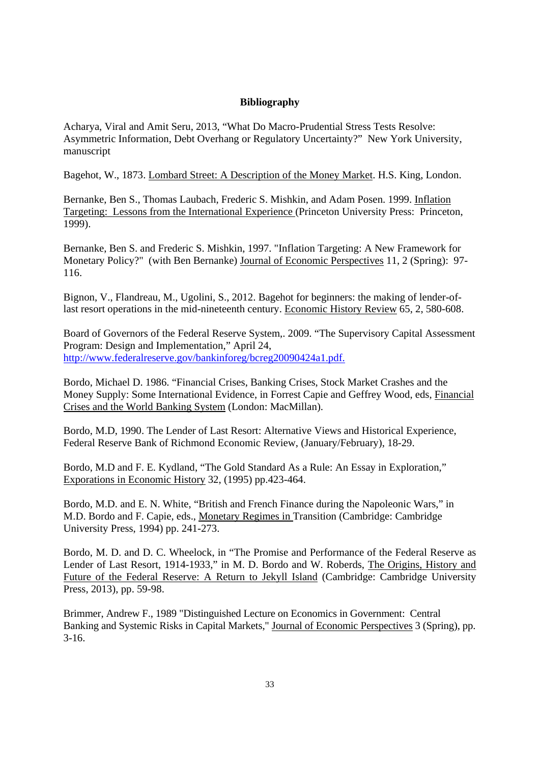## Bibliography

Acharya, Viral and Amit Seru, 2013, "What Do Macro-Prudential Stress Tests Resolve: Asymmetric Information, Debt Overhang or Regulatory Uncertainty?" New York University, manuscript

Bagehot, W., 1873. Lombard Street: A Description of the Money Market. H.S. King, London.

Bernanke, Ben S., Thomas Laubach, Frederic S. Mishkin, and Adam Posen. 1999. Inflation Targeting: Lessons from the International Experience (Princeton University Press: Princeton, 1999).

Bernanke, Ben S. and Frederic S. Mishkin, 1997. "Inflation Targeting: A New Framework for Monetary Policy?" (with Ben Bernanke) Journal of Economic Perspectives 11, 2 (Spring): 97-116.

Bignon, V., Flandreau, M., Ugolini, S., 2012. Bagehot for beginners: the making of lender-of-last resort operations in the mid-nineteenth century. Economic History Review 65, 2, 580-608.

Board of Governors of the Federal Reserve System,. 2009. "The Supervisory Capital Assessment Program: Design and Implementation," April 24, http://www.federalreserve.gov/bankinforeg/bcreg20090424a1.pdf.

Bordo, Michael D. 1986. "Financial Crises, Banking Crises, Stock Market Crashes and the Money Supply: Some International Evidence, in Forrest Capie and Geffrey Wood, eds, Financial Crises and the World Banking System (London: MacMillan).

Bordo, M.D, 1990. The Lender of Last Resort: Alternative Views and Historical Experience, Federal Reserve Bank of Richmond Economic Review, (January/February), 18-29.

Bordo, M.D and F. E. Kydland, "The Gold Standard As a Rule: An Essay in Exploration," Exporations in Economic History 32, (1995) pp.423-464.

Bordo, M.D. and E. N. White, "British and French Finance during the Napoleonic Wars," in M.D. Bordo and F. Capie, eds., Monetary Regimes in Transition (Cambridge: Cambridge University Press, 1994) pp. 241-273.

Bordo, M. D. and D. C. Wheelock, in "The Promise and Performance of the Federal Reserve as Lender of Last Resort, 1914-1933," in M. D. Bordo and W. Roberds, The Origins, History and Future of the Federal Reserve: A Return to Jekyll Island (Cambridge: Cambridge University Press, 2013), pp. 59-98.

Brimmer, Andrew F., 1989 "Distinguished Lecture on Economics in Government: Central Banking and Systemic Risks in Capital Markets," Journal of Economic Perspectives 3 (Spring), pp. 3-16.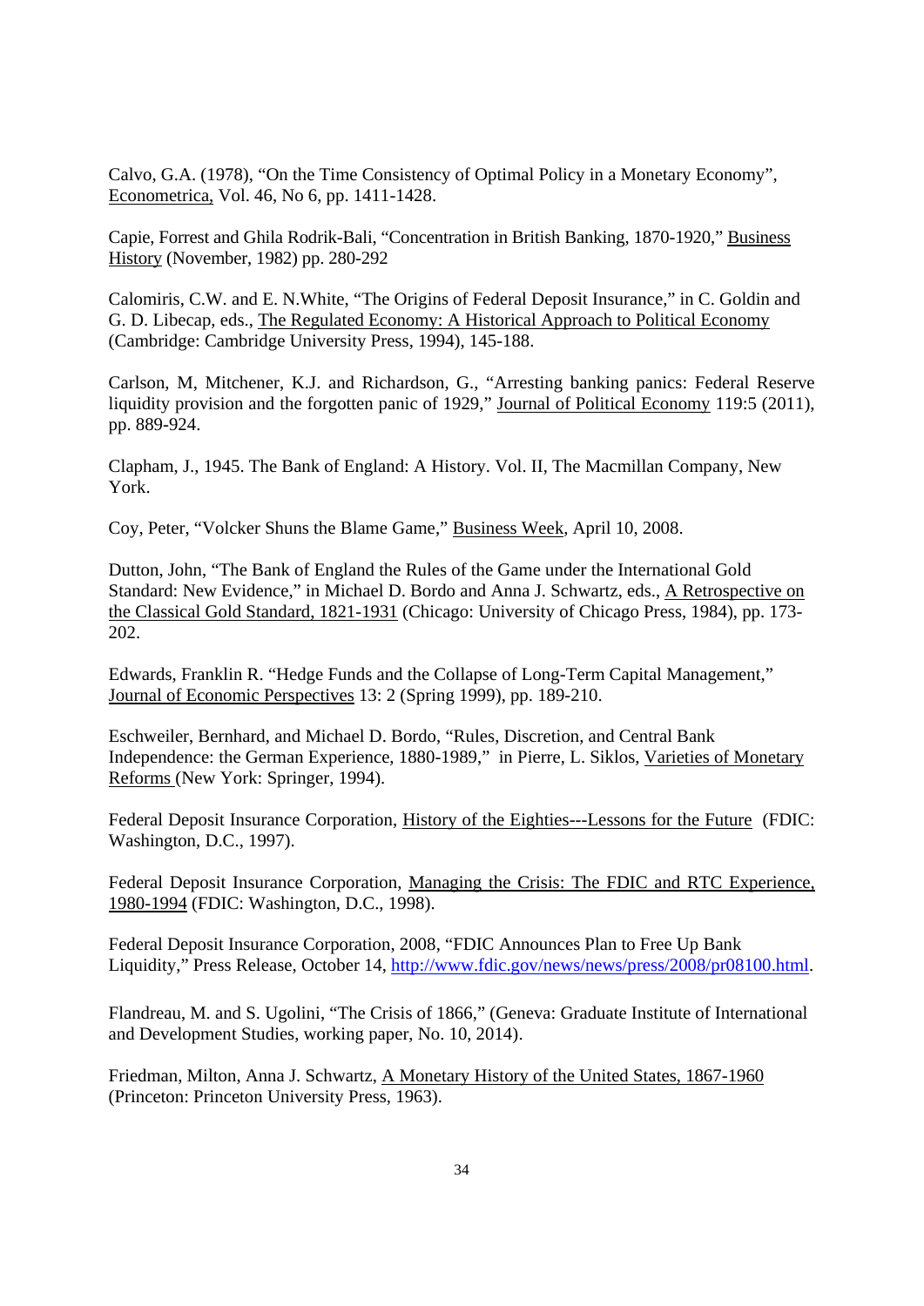Calvo, G.A. (1978), "On the Time Consistency of Optimal Policy in a Monetary Economy", Econometrica, Vol. 46, No 6, pp. 1411-1428.

Capie, Forrest and Ghila Rodrik-Bali, "Concentration in British Banking, 1870-1920," Business History (November, 1982) pp. 280-292

Calomiris, C.W. and E. N.White, "The Origins of Federal Deposit Insurance," in C. Goldin and G. D. Libecap, eds., The Regulated Economy: A Historical Approach to Political Economy (Cambridge: Cambridge University Press, 1994), 145-188.

Carlson, M, Mitchener, K.J. and Richardson, G., "Arresting banking panics: Federal Reserve liquidity provision and the forgotten panic of 1929," Journal of Political Economy 119:5 (2011), pp. 889-924.

Clapham, J., 1945. The Bank of England: A History. Vol. II, The Macmillan Company, New York.

Coy, Peter, "Volcker Shuns the Blame Game," Business Week, April 10, 2008.

Dutton, John, "The Bank of England the Rules of the Game under the International Gold Standard: New Evidence," in Michael D. Bordo and Anna J. Schwartz, eds., A Retrospective on the Classical Gold Standard, 1821-1931 (Chicago: University of Chicago Press, 1984), pp. 173-202.

Edwards, Franklin R. "Hedge Funds and the Collapse of Long-Term Capital Management," Journal of Economic Perspectives 13: 2 (Spring 1999), pp. 189-210.

Eschweiler, Bernhard, and Michael D. Bordo, "Rules, Discretion, and Central Bank Independence: the German Experience, 1880-1989," in Pierre, L. Siklos, Varieties of Monetary Reforms (New York: Springer, 1994).

Federal Deposit Insurance Corporation, History of the Eighties---Lessons for the Future (FDIC: Washington, D.C., 1997).

Federal Deposit Insurance Corporation, Managing the Crisis: The FDIC and RTC Experience, 1980-1994 (FDIC: Washington, D.C., 1998).

Federal Deposit Insurance Corporation, 2008, "FDIC Announces Plan to Free Up Bank Liquidity," Press Release, October 14, http://www.fdic.gov/news/news/press/2008/pr08100.html.

Flandreau, M. and S. Ugolini, "The Crisis of 1866," (Geneva: Graduate Institute of International and Development Studies, working paper, No. 10, 2014).

Friedman, Milton, Anna J. Schwartz, A Monetary History of the United States, 1867-1960 (Princeton: Princeton University Press, 1963).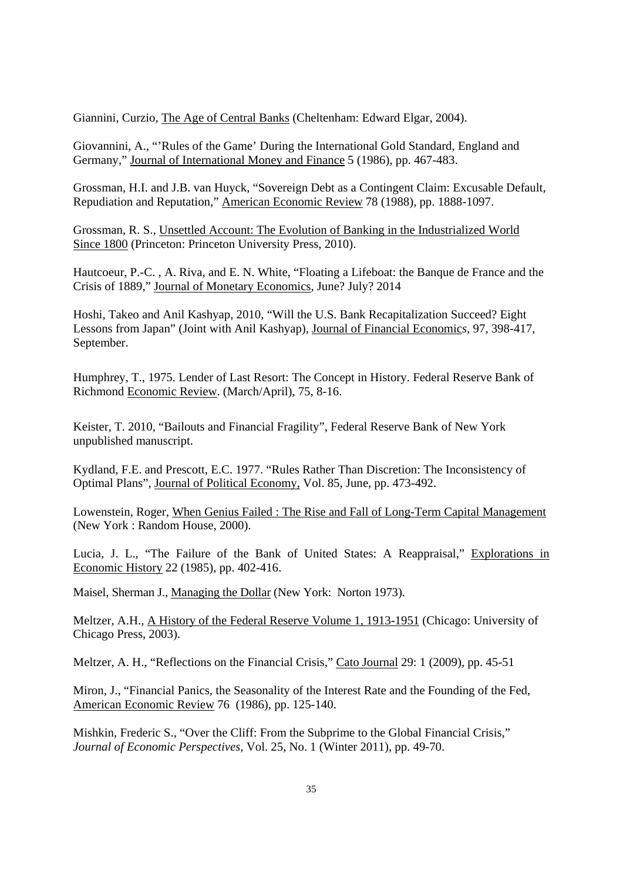Giannini, Curzio, The Age of Central Banks (Cheltenham: Edward Elgar, 2004).

Giovannini, A., "'Rules of the Game' During the International Gold Standard, England and Germany," Journal of International Money and Finance 5 (1986), pp. 467-483.

Grossman, H.I. and J.B. van Huyck, "Sovereign Debt as a Contingent Claim: Excusable Default, Repudiation and Reputation," American Economic Review 78 (1988), pp. 1888-1097.

Grossman, R. S., Unsettled Account: The Evolution of Banking in the Industrialized World Since 1800 (Princeton: Princeton University Press, 2010).

Hautcoeur, P.-C. , A. Riva, and E. N. White, "Floating a Lifeboat: the Banque de France and the Crisis of 1889," Journal of Monetary Economics, June? July? 2014

Hoshi, Takeo and Anil Kashyap, 2010, "Will the U.S. Bank Recapitalization Succeed? Eight Lessons from Japan" (Joint with Anil Kashyap), Journal of Financial Economics, 97, 398-417, September.

Humphrey, T., 1975. Lender of Last Resort: The Concept in History. Federal Reserve Bank of Richmond Economic Review. (March/April), 75, 8-16.

Keister, T. 2010, "Bailouts and Financial Fragility", Federal Reserve Bank of New York unpublished manuscript.

Kydland, F.E. and Prescott, E.C. 1977. "Rules Rather Than Discretion: The Inconsistency of Optimal Plans", Journal of Political Economy, Vol. 85, June, pp. 473-492.

Lowenstein, Roger, When Genius Failed : The Rise and Fall of Long-Term Capital Management (New York : Random House, 2000).

Lucia, J. L., "The Failure of the Bank of United States: A Reappraisal," Explorations in Economic History 22 (1985), pp. 402-416.

Maisel, Sherman J., Managing the Dollar (New York: Norton 1973).

Meltzer, A.H., A History of the Federal Reserve Volume 1, 1913-1951 (Chicago: University of Chicago Press, 2003).

Meltzer, A. H., "Reflections on the Financial Crisis," Cato Journal 29: 1 (2009), pp. 45-51

Miron, J., "Financial Panics, the Seasonality of the Interest Rate and the Founding of the Fed, American Economic Review 76 (1986), pp. 125-140.

Mishkin, Frederic S., "Over the Cliff: From the Subprime to the Global Financial Crisis," *Journal of Economic Perspectives*, Vol. 25, No. 1 (Winter 2011), pp. 49-70.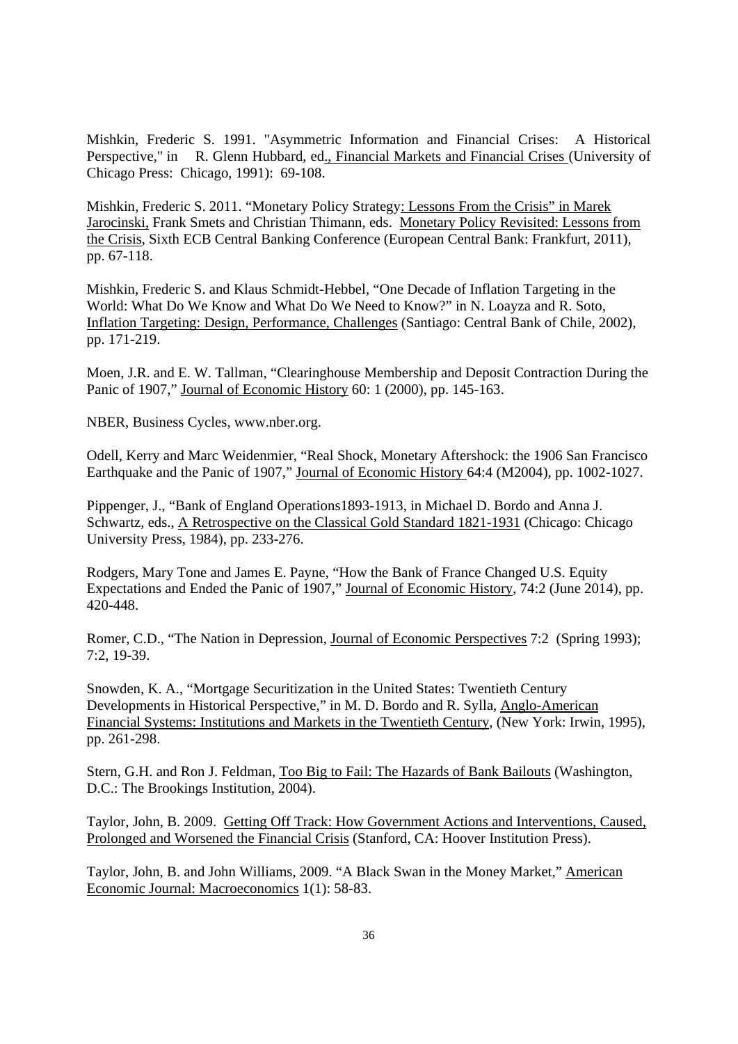Mishkin, Frederic S. 1991. "Asymmetric Information and Financial Crises: A Historical Perspective," in R. Glenn Hubbard, ed., Financial Markets and Financial Crises (University of Chicago Press: Chicago, 1991): 69-108.

Mishkin, Frederic S. 2011. "Monetary Policy Strategy: Lessons From the Crisis" in Marek Jarocinski, Frank Smets and Christian Thimann, eds. Monetary Policy Revisited: Lessons from the Crisis, Sixth ECB Central Banking Conference (European Central Bank: Frankfurt, 2011), pp. 67-118.

Mishkin, Frederic S. and Klaus Schmidt-Hebbel, "One Decade of Inflation Targeting in the World: What Do We Know and What Do We Need to Know?" in N. Loayza and R. Soto, Inflation Targeting: Design, Performance, Challenges (Santiago: Central Bank of Chile, 2002), pp. 171-219.

Moen, J.R. and E. W. Tallman, "Clearinghouse Membership and Deposit Contraction During the Panic of 1907," Journal of Economic History 60: 1 (2000), pp. 145-163.

NBER, Business Cycles, www.nber.org.

Odell, Kerry and Marc Weidenmier, "Real Shock, Monetary Aftershock: the 1906 San Francisco Earthquake and the Panic of 1907," Journal of Economic History 64:4 (M2004), pp. 1002-1027.

Pippenger, J., "Bank of England Operations1893-1913, in Michael D. Bordo and Anna J. Schwartz, eds., A Retrospective on the Classical Gold Standard 1821-1931 (Chicago: Chicago University Press, 1984), pp. 233-276.

Rodgers, Mary Tone and James E. Payne, "How the Bank of France Changed U.S. Equity Expectations and Ended the Panic of 1907," Journal of Economic History, 74:2 (June 2014), pp. 420-448.

Romer, C.D., "The Nation in Depression, Journal of Economic Perspectives 7:2 (Spring 1993); 7:2, 19-39.

Snowden, K. A., "Mortgage Securitization in the United States: Twentieth Century Developments in Historical Perspective," in M. D. Bordo and R. Sylla, Anglo-American Financial Systems: Institutions and Markets in the Twentieth Century, (New York: Irwin, 1995), pp. 261-298.

Stern, G.H. and Ron J. Feldman, Too Big to Fail: The Hazards of Bank Bailouts (Washington, D.C.: The Brookings Institution, 2004).

Taylor, John, B. 2009. Getting Off Track: How Government Actions and Interventions, Caused, Prolonged and Worsened the Financial Crisis (Stanford, CA: Hoover Institution Press).

Taylor, John, B. and John Williams, 2009. "A Black Swan in the Money Market," American Economic Journal: Macroeconomics 1(1): 58-83.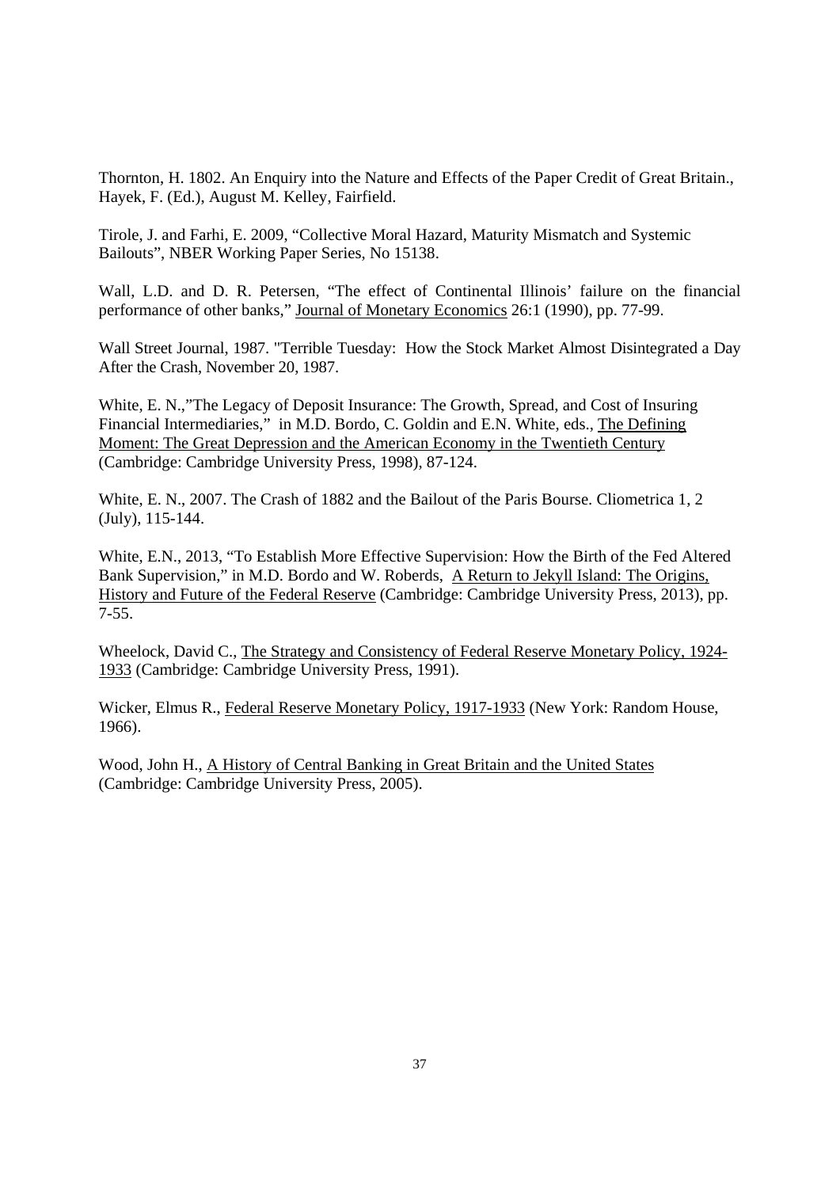Thornton, H. 1802. An Enquiry into the Nature and Effects of the Paper Credit of Great Britain., Hayek, F. (Ed.), August M. Kelley, Fairfield.

Tirole, J. and Farhi, E. 2009, "Collective Moral Hazard, Maturity Mismatch and Systemic Bailouts", NBER Working Paper Series, No 15138.

Wall, L.D. and D. R. Petersen, "The effect of Continental Illinois' failure on the financial performance of other banks," Journal of Monetary Economics 26:1 (1990), pp. 77-99.

Wall Street Journal, 1987. "Terrible Tuesday: How the Stock Market Almost Disintegrated a Day After the Crash, November 20, 1987.

White, E. N.,"The Legacy of Deposit Insurance: The Growth, Spread, and Cost of Insuring Financial Intermediaries," in M.D. Bordo, C. Goldin and E.N. White, eds., The Defining Moment: The Great Depression and the American Economy in the Twentieth Century (Cambridge: Cambridge University Press, 1998), 87-124.

White, E. N., 2007. The Crash of 1882 and the Bailout of the Paris Bourse. Cliometrica 1, 2 (July), 115-144.

White, E.N., 2013, "To Establish More Effective Supervision: How the Birth of the Fed Altered Bank Supervision," in M.D. Bordo and W. Roberds, A Return to Jekyll Island: The Origins, History and Future of the Federal Reserve (Cambridge: Cambridge University Press, 2013), pp. 7-55.

Wheelock, David C., The Strategy and Consistency of Federal Reserve Monetary Policy, 1924-1933 (Cambridge: Cambridge University Press, 1991).

Wicker, Elmus R., Federal Reserve Monetary Policy, 1917-1933 (New York: Random House, 1966).

Wood, John H., A History of Central Banking in Great Britain and the United States (Cambridge: Cambridge University Press, 2005).